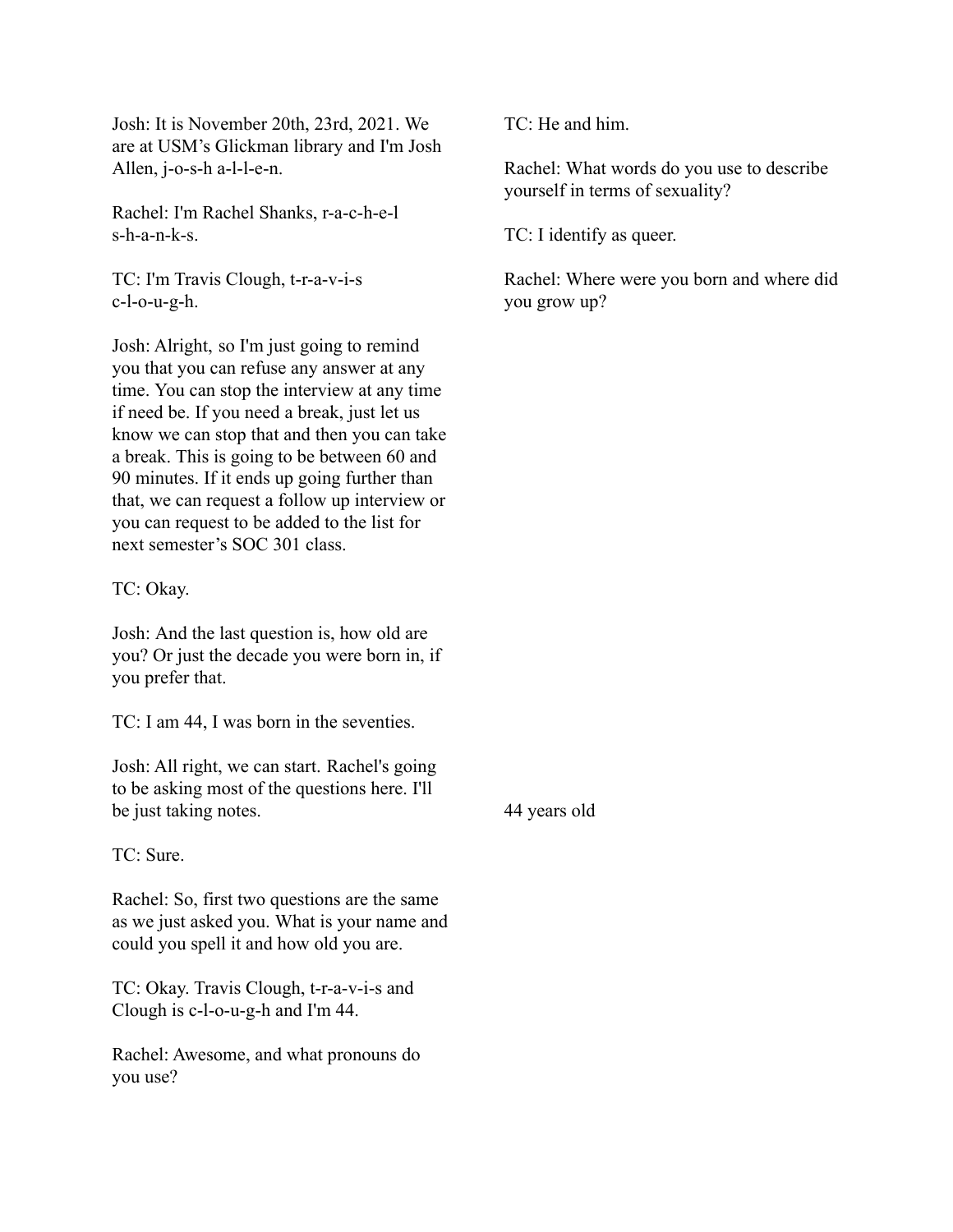Josh: It is November 20th, 23rd, 2021. We are at USM's Glickman library and I'm Josh Allen, j-o-s-h a-l-l-e-n.

Rachel: I'm Rachel Shanks, r-a-c-h-e-l s-h-a-n-k-s.

TC: I'm Travis Clough, t-r-a-v-i-s c-l-o-u-g-h.

Josh: Alright, so I'm just going to remind you that you can refuse any answer at any time. You can stop the interview at any time if need be. If you need a break, just let us know we can stop that and then you can take a break. This is going to be between 60 and 90 minutes. If it ends up going further than that, we can request a follow up interview or you can request to be added to the list for next semester's SOC 301 class.

TC: Okay.

Josh: And the last question is, how old are you? Or just the decade you were born in, if you prefer that.

TC: I am 44, I was born in the seventies.

Josh: All right, we can start. Rachel's going to be asking most of the questions here. I'll be just taking notes.

TC: Sure.

Rachel: So, first two questions are the same as we just asked you. What is your name and could you spell it and how old you are.

TC: Okay. Travis Clough, t-r-a-v-i-s and Clough is c-l-o-u-g-h and I'm 44.

Rachel: Awesome, and what pronouns do you use?

TC: He and him.

Rachel: What words do you use to describe yourself in terms of sexuality?

TC: I identify as queer.

Rachel: Where were you born and where did you grow up?

44 years old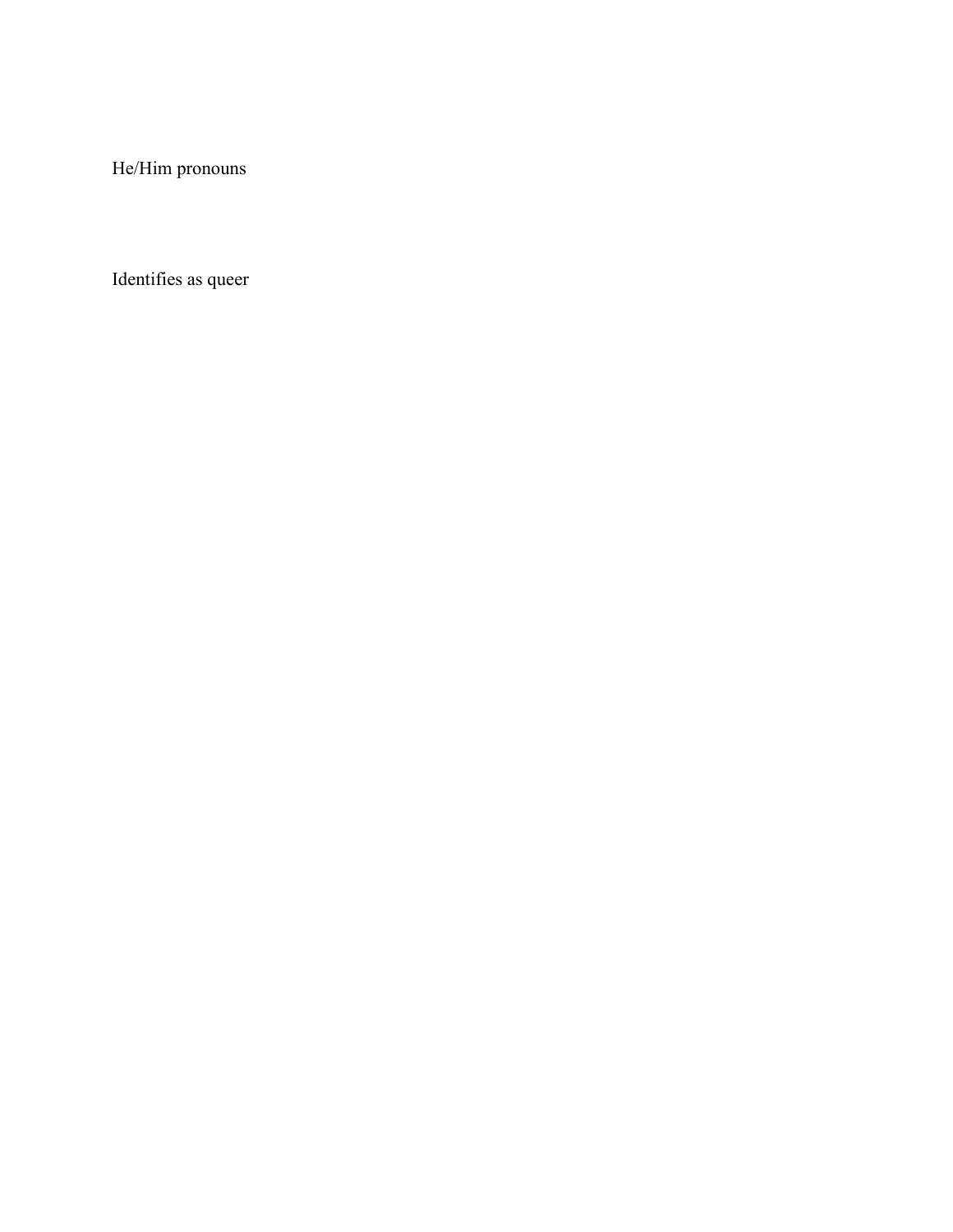He/Him pronouns

Identifies as queer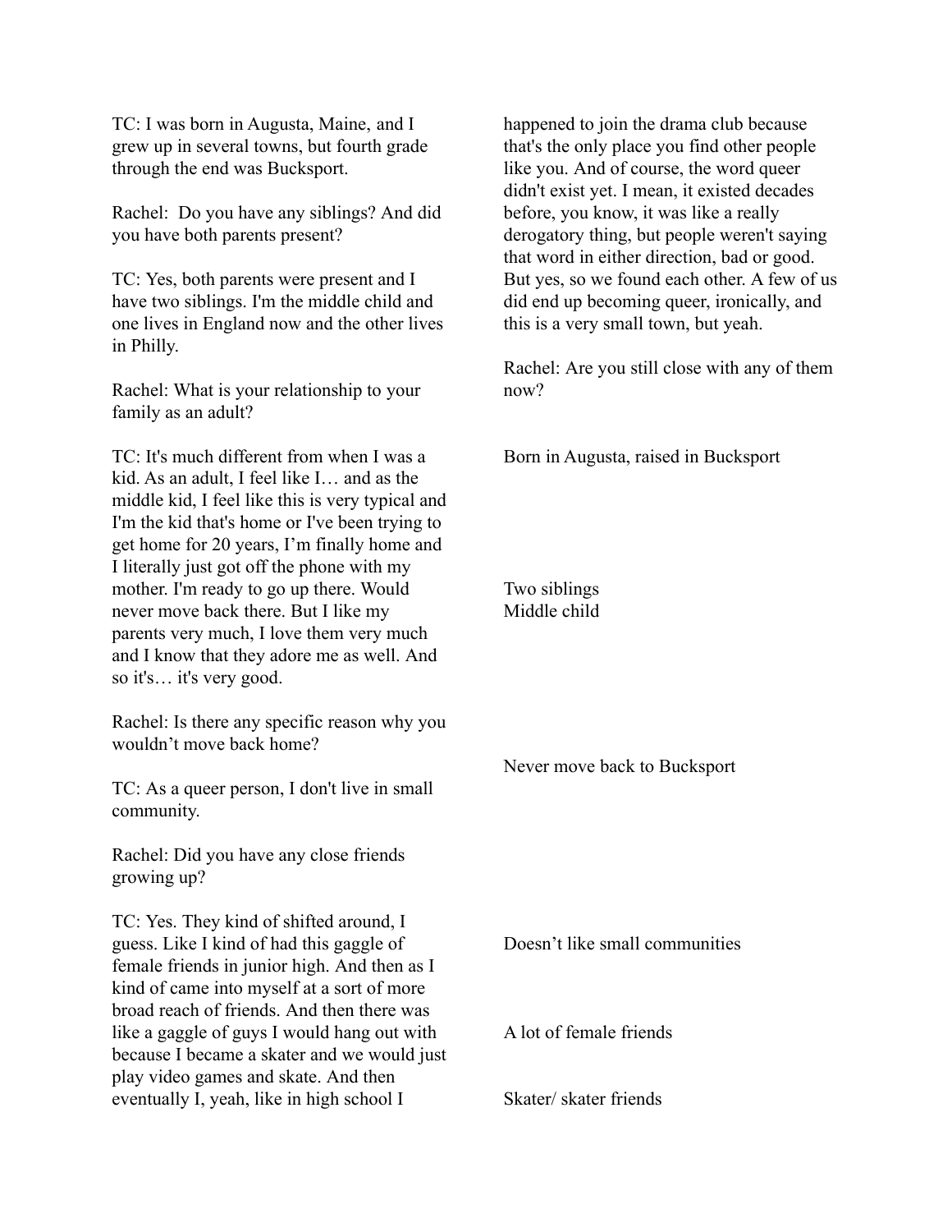TC: I was born in Augusta, Maine, and I grew up in several towns, but fourth grade through the end was Bucksport.

Rachel: Do you have any siblings? And did you have both parents present?

TC: Yes, both parents were present and I have two siblings. I'm the middle child and one lives in England now and the other lives in Philly.

Rachel: What is your relationship to your family as an adult?

TC: It's much different from when I was a kid. As an adult, I feel like I… and as the middle kid, I feel like this is very typical and I'm the kid that's home or I've been trying to get home for 20 years, I'm finally home and I literally just got off the phone with my mother. I'm ready to go up there. Would never move back there. But I like my parents very much, I love them very much and I know that they adore me as well. And so it's… it's very good.

Rachel: Is there any specific reason why you wouldn't move back home?

TC: As a queer person, I don't live in small community.

Rachel: Did you have any close friends growing up?

TC: Yes. They kind of shifted around, I guess. Like I kind of had this gaggle of female friends in junior high. And then as I kind of came into myself at a sort of more broad reach of friends. And then there was like a gaggle of guys I would hang out with because I became a skater and we would just play video games and skate. And then eventually I, yeah, like in high school I happened to join the drama club because that's the only place you find other people like you. And of course, the word queer didn't exist yet. I mean, it existed decades before, you know, it was like a really derogatory thing, but people weren't saying that word in either direction, bad or good. But yes, so we found each other. A few of us did end up becoming queer, ironically, and this is a very small town, but yeah.

Rachel: Are you still close with any of them now?

Born in Augusta, raised in Bucksport

Two siblings
Middle child

Never move back to Bucksport

Doesn't like small communities

A lot of female friends

Skater/ skater friends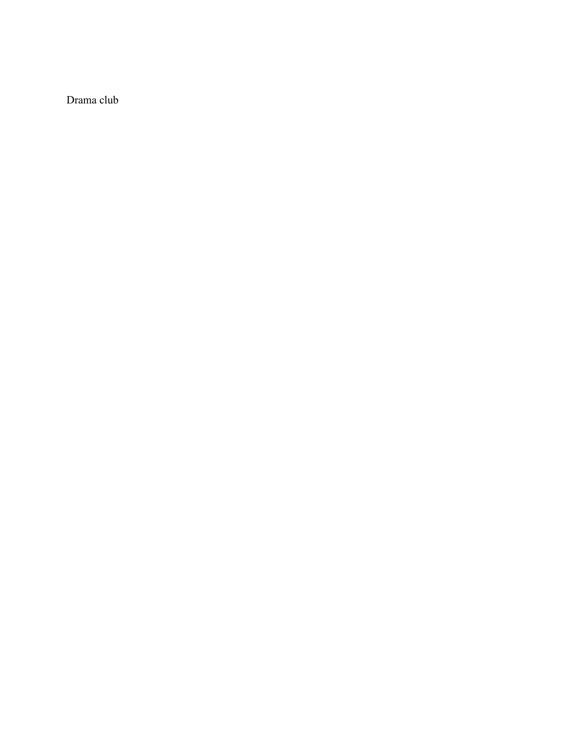Drama club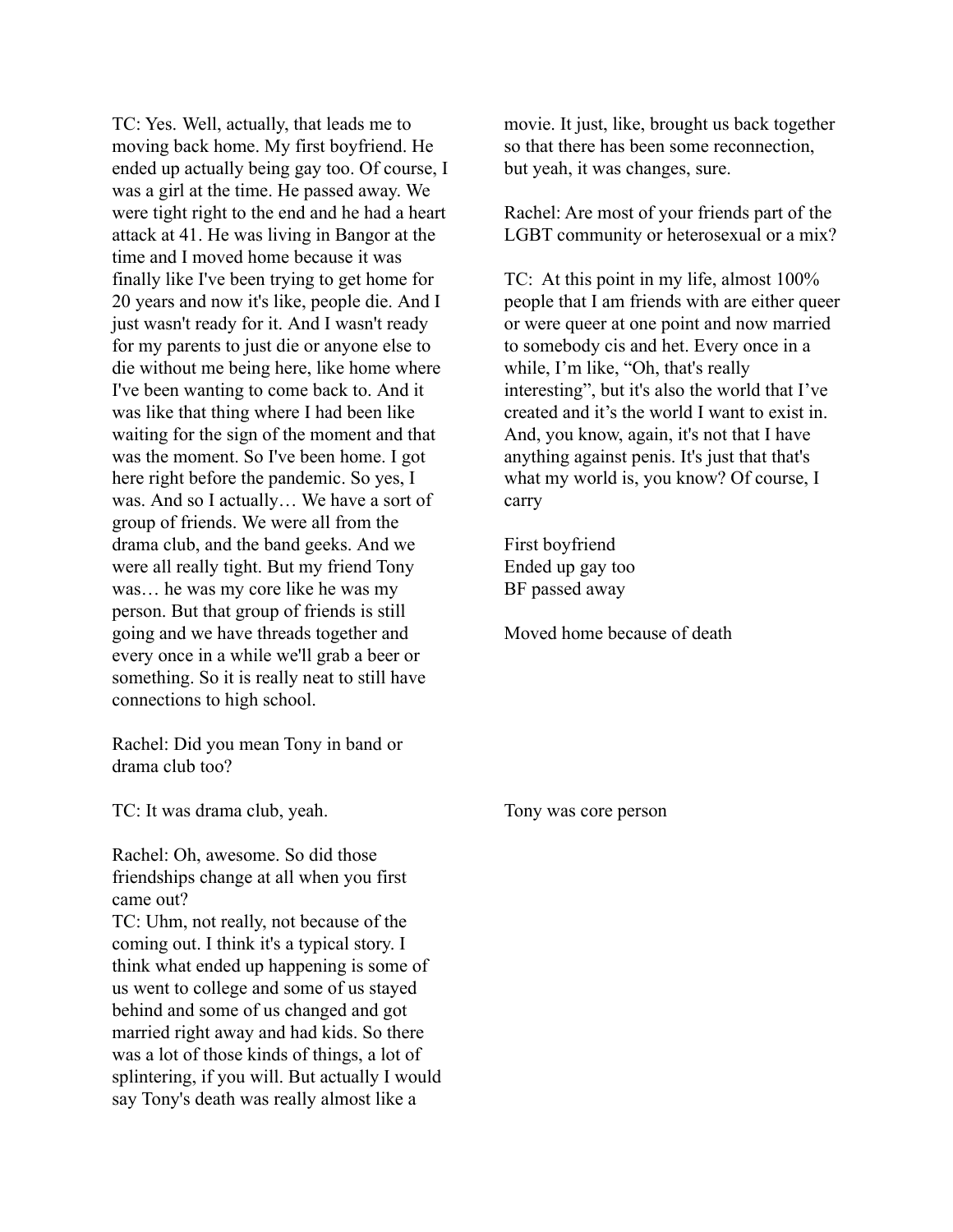TC: Yes. Well, actually, that leads me to moving back home. My first boyfriend. He ended up actually being gay too. Of course, I was a girl at the time. He passed away. We were tight right to the end and he had a heart attack at 41. He was living in Bangor at the time and I moved home because it was finally like I've been trying to get home for 20 years and now it's like, people die. And I just wasn't ready for it. And I wasn't ready for my parents to just die or anyone else to die without me being here, like home where I've been wanting to come back to. And it was like that thing where I had been like waiting for the sign of the moment and that was the moment. So I've been home. I got here right before the pandemic. So yes, I was. And so I actually… We have a sort of group of friends. We were all from the drama club, and the band geeks. And we were all really tight. But my friend Tony was… he was my core like he was my person. But that group of friends is still going and we have threads together and every once in a while we'll grab a beer or something. So it is really neat to still have connections to high school.

First boyfriend
Ended up gay too
BF passed away

Moved home because of death

Rachel: Did you mean Tony in band or drama club too?

TC: It was drama club, yeah.

Tony was core person

Rachel: Oh, awesome. So did those friendships change at all when you first came out?

TC: Uhm, not really, not because of the coming out. I think it's a typical story. I think what ended up happening is some of us went to college and some of us stayed behind and some of us changed and got married right away and had kids. So there was a lot of those kinds of things, a lot of splintering, if you will. But actually I would say Tony's death was really almost like a movie. It just, like, brought us back together so that there has been some reconnection, but yeah, it was changes, sure.

Rachel: Are most of your friends part of the LGBT community or heterosexual or a mix?

TC: At this point in my life, almost 100% people that I am friends with are either queer or were queer at one point and now married to somebody cis and het. Every once in a while, I'm like, "Oh, that's really interesting", but it's also the world that I've created and it's the world I want to exist in. And, you know, again, it's not that I have anything against penis. It's just that that's what my world is, you know? Of course, I carry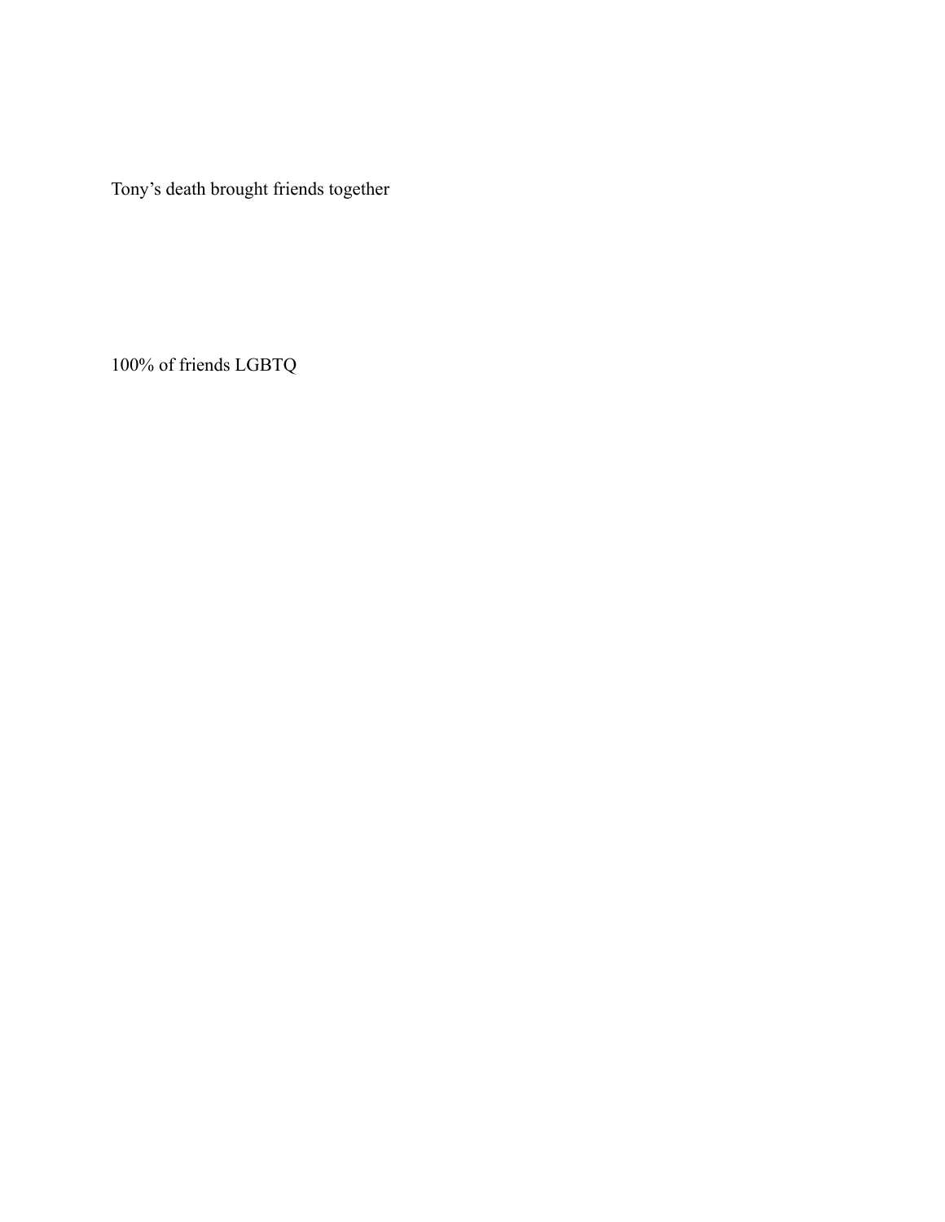Tony’s death brought friends together

100% of friends LGBTQ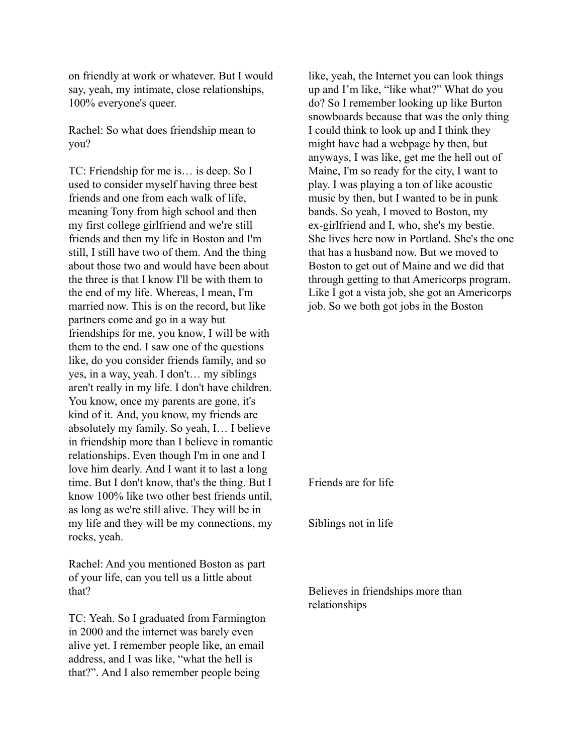on friendly at work or whatever. But I would say, yeah, my intimate, close relationships, 100% everyone's queer.

Rachel: So what does friendship mean to you?

TC: Friendship for me is… is deep. So I used to consider myself having three best friends and one from each walk of life, meaning Tony from high school and then my first college girlfriend and we're still friends and then my life in Boston and I'm still, I still have two of them. And the thing about those two and would have been about the three is that I know I'll be with them to the end of my life. Whereas, I mean, I'm married now. This is on the record, but like partners come and go in a way but friendships for me, you know, I will be with them to the end. I saw one of the questions like, do you consider friends family, and so yes, in a way, yeah. I don't… my siblings aren't really in my life. I don't have children. You know, once my parents are gone, it's kind of it. And, you know, my friends are absolutely my family. So yeah, I… I believe in friendship more than I believe in romantic relationships. Even though I'm in one and I love him dearly. And I want it to last a long time. But I don't know, that's the thing. But I know 100% like two other best friends until, as long as we're still alive. They will be in my life and they will be my connections, my rocks, yeah.

Rachel: And you mentioned Boston as part of your life, can you tell us a little about that?

TC: Yeah. So I graduated from Farmington in 2000 and the internet was barely even alive yet. I remember people like, an email address, and I was like, "what the hell is that?". And I also remember people being like, yeah, the Internet you can look things up and I'm like, "like what?" What do you do? So I remember looking up like Burton snowboards because that was the only thing I could think to look up and I think they might have had a webpage by then, but anyways, I was like, get me the hell out of Maine, I'm so ready for the city, I want to play. I was playing a ton of like acoustic music by then, but I wanted to be in punk bands. So yeah, I moved to Boston, my ex-girlfriend and I, who, she's my bestie. She lives here now in Portland. She's the one that has a husband now. But we moved to Boston to get out of Maine and we did that through getting to that Americorps program. Like I got a vista job, she got an Americorps job. So we both got jobs in the Boston

Friends are for life

Siblings not in life

Believes in friendships more than relationships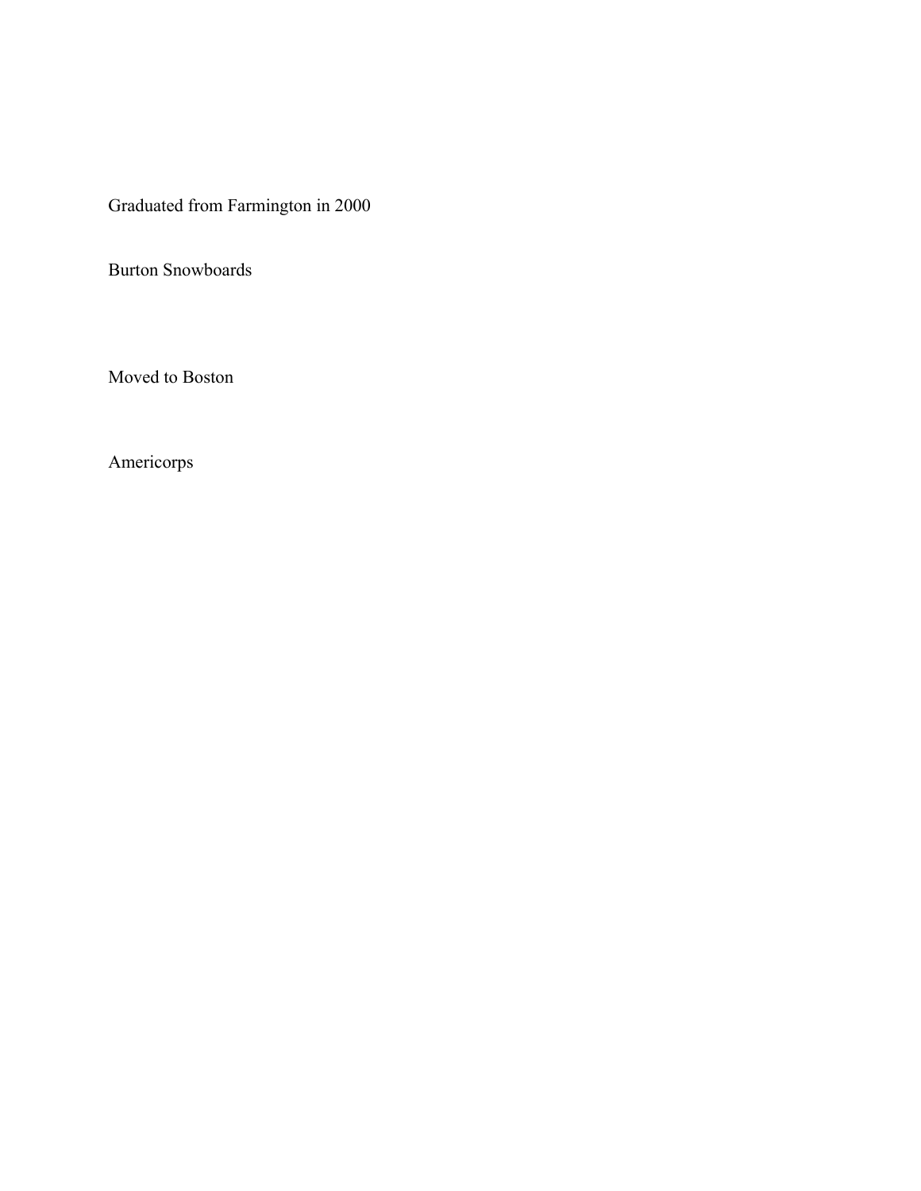Graduated from Farmington in 2000

Burton Snowboards

Moved to Boston

Americorps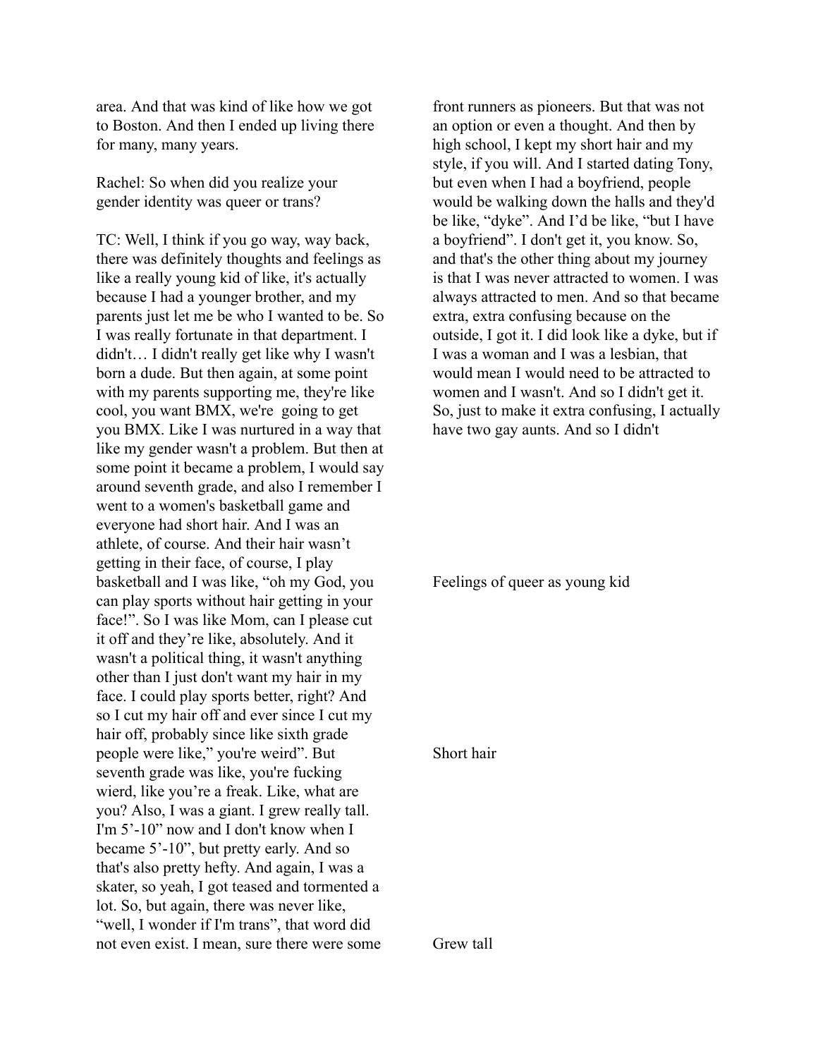area. And that was kind of like how we got to Boston. And then I ended up living there for many, many years.

Rachel: So when did you realize your gender identity was queer or trans?

TC: Well, I think if you go way, way back, there was definitely thoughts and feelings as like a really young kid of like, it's actually because I had a younger brother, and my parents just let me be who I wanted to be. So I was really fortunate in that department. I didn't… I didn't really get like why I wasn't born a dude. But then again, at some point with my parents supporting me, they're like cool, you want BMX, we're going to get you BMX. Like I was nurtured in a way that like my gender wasn't a problem. But then at some point it became a problem, I would say around seventh grade, and also I remember I went to a women's basketball game and everyone had short hair. And I was an athlete, of course. And their hair wasn't getting in their face, of course, I play basketball and I was like, "oh my God, you can play sports without hair getting in your face!". So I was like Mom, can I please cut it off and they're like, absolutely. And it wasn't a political thing, it wasn't anything other than I just don't want my hair in my face. I could play sports better, right? And so I cut my hair off and ever since I cut my hair off, probably since like sixth grade people were like," you're weird". But seventh grade was like, you're fucking wierd, like you're a freak. Like, what are you? Also, I was a giant. I grew really tall. I'm 5'-10" now and I don't know when I became 5'-10", but pretty early. And so that's also pretty hefty. And again, I was a skater, so yeah, I got teased and tormented a lot. So, but again, there was never like, "well, I wonder if I'm trans", that word did not even exist. I mean, sure there were some front runners as pioneers. But that was not an option or even a thought. And then by high school, I kept my short hair and my style, if you will. And I started dating Tony, but even when I had a boyfriend, people would be walking down the halls and they'd be like, "dyke". And I'd be like, "but I have a boyfriend". I don't get it, you know. So, and that's the other thing about my journey is that I was never attracted to women. I was always attracted to men. And so that became extra, extra confusing because on the outside, I got it. I did look like a dyke, but if I was a woman and I was a lesbian, that would mean I would need to be attracted to women and I wasn't. And so I didn't get it. So, just to make it extra confusing, I actually have two gay aunts. And so I didn't

Feelings of queer as young kid

Short hair

Grew tall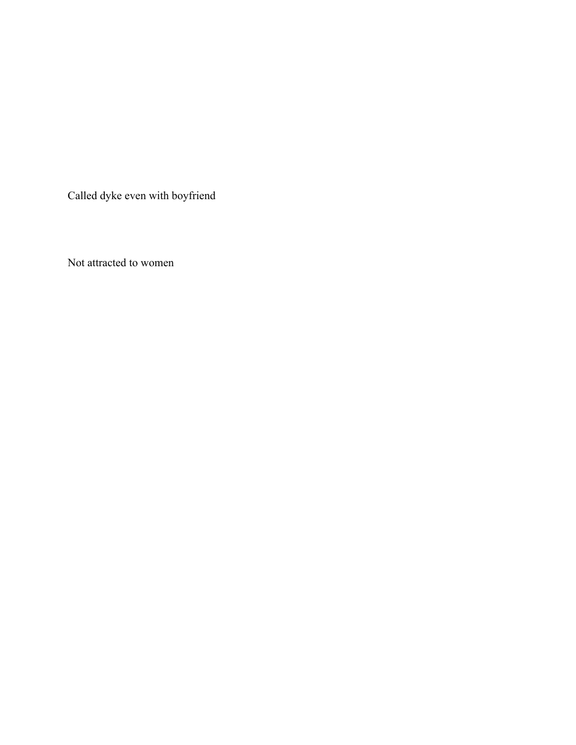Called dyke even with boyfriend

Not attracted to women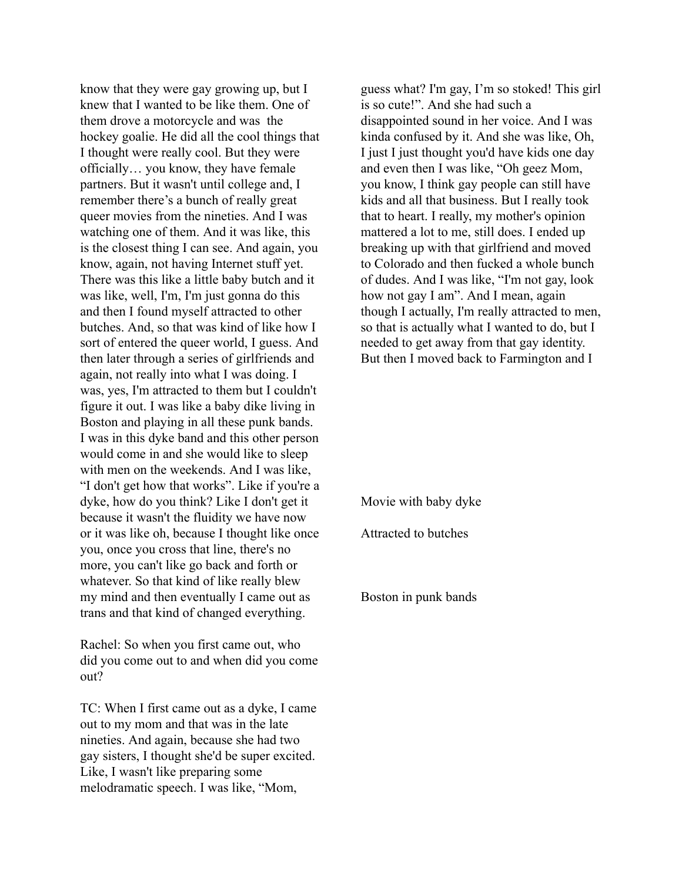know that they were gay growing up, but I knew that I wanted to be like them. One of them drove a motorcycle and was the hockey goalie. He did all the cool things that I thought were really cool. But they were officially… you know, they have female partners. But it wasn't until college and, I remember there's a bunch of really great queer movies from the nineties. And I was watching one of them. And it was like, this is the closest thing I can see. And again, you know, again, not having Internet stuff yet. There was this like a little baby butch and it was like, well, I'm, I'm just gonna do this and then I found myself attracted to other butches. And, so that was kind of like how I sort of entered the queer world, I guess. And then later through a series of girlfriends and again, not really into what I was doing. I was, yes, I'm attracted to them but I couldn't figure it out. I was like a baby dike living in Boston and playing in all these punk bands. I was in this dyke band and this other person would come in and she would like to sleep with men on the weekends. And I was like, "I don't get how that works". Like if you're a dyke, how do you think? Like I don't get it because it wasn't the fluidity we have now or it was like oh, because I thought like once you, once you cross that line, there's no more, you can't like go back and forth or whatever. So that kind of like really blew my mind and then eventually I came out as trans and that kind of changed everything.

Rachel: So when you first came out, who did you come out to and when did you come out?

TC: When I first came out as a dyke, I came out to my mom and that was in the late nineties. And again, because she had two gay sisters, I thought she'd be super excited. Like, I wasn't like preparing some melodramatic speech. I was like, "Mom, guess what? I'm gay, I'm so stoked! This girl is so cute!". And she had such a disappointed sound in her voice. And I was kinda confused by it. And she was like, Oh, I just I just thought you'd have kids one day and even then I was like, "Oh geez Mom, you know, I think gay people can still have kids and all that business. But I really took that to heart. I really, my mother's opinion mattered a lot to me, still does. I ended up breaking up with that girlfriend and moved to Colorado and then fucked a whole bunch of dudes. And I was like, "I'm not gay, look how not gay I am". And I mean, again though I actually, I'm really attracted to men, so that is actually what I wanted to do, but I needed to get away from that gay identity. But then I moved back to Farmington and I

Movie with baby dyke

Attracted to butches

Boston in punk bands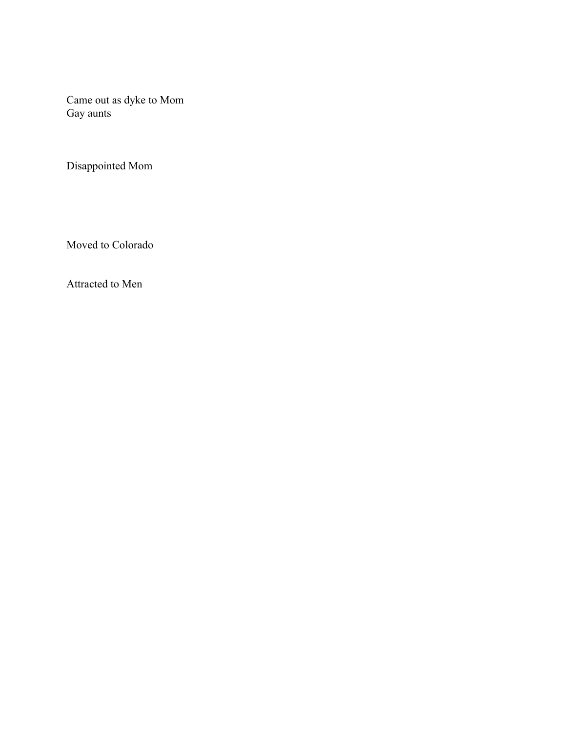Came out as dyke to Mom
Gay aunts

Disappointed Mom

Moved to Colorado

Attracted to Men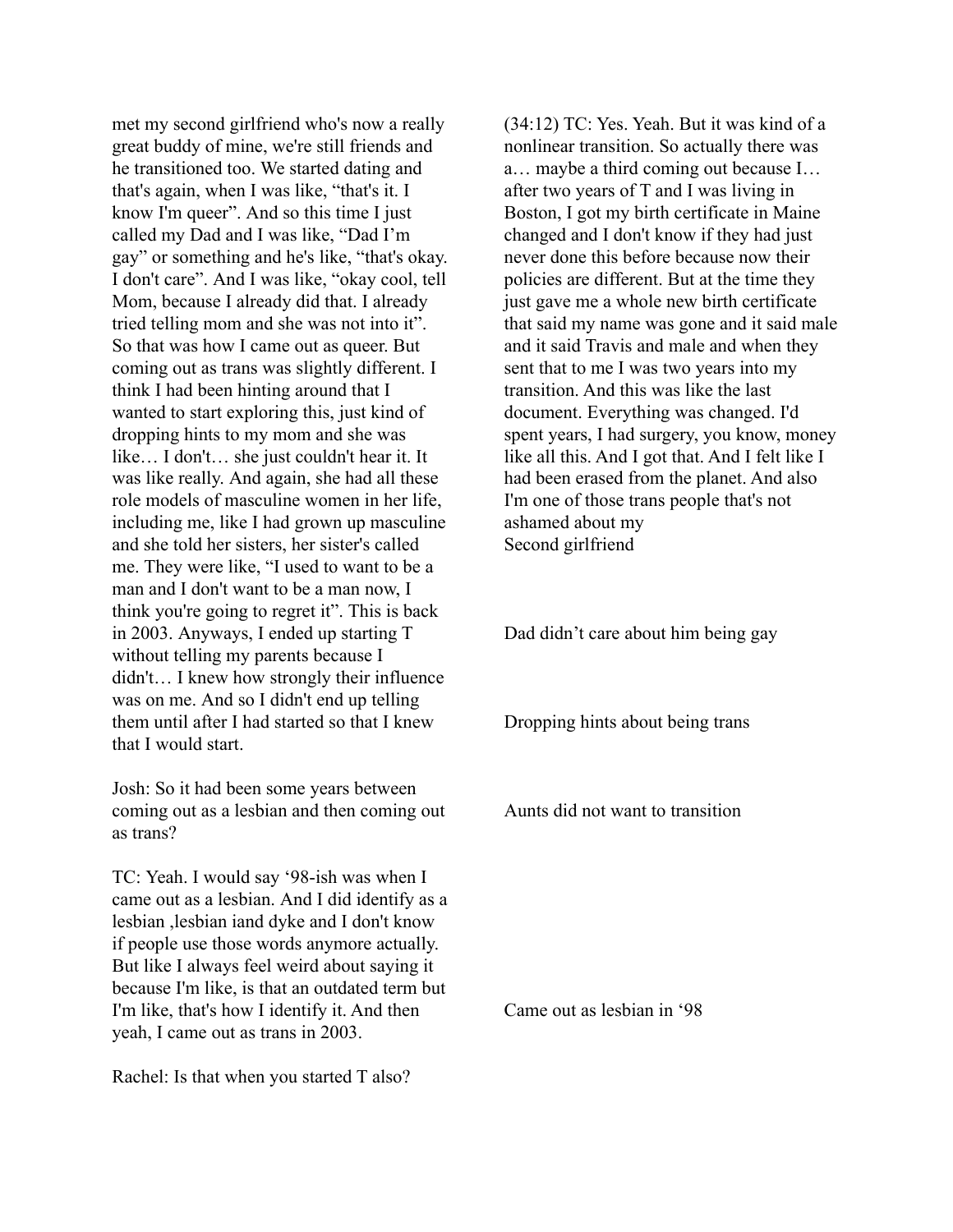met my second girlfriend who's now a really great buddy of mine, we're still friends and he transitioned too. We started dating and that's again, when I was like, "that's it. I know I'm queer". And so this time I just called my Dad and I was like, "Dad I'm gay" or something and he's like, "that's okay. I don't care". And I was like, "okay cool, tell Mom, because I already did that. I already tried telling mom and she was not into it". So that was how I came out as queer. But coming out as trans was slightly different. I think I had been hinting around that I wanted to start exploring this, just kind of dropping hints to my mom and she was like… I don't… she just couldn't hear it. It was like really. And again, she had all these role models of masculine women in her life, including me, like I had grown up masculine and she told her sisters, her sister's called me. They were like, "I used to want to be a man and I don't want to be a man now, I think you're going to regret it". This is back in 2003. Anyways, I ended up starting T without telling my parents because I didn't… I knew how strongly their influence was on me. And so I didn't end up telling them until after I had started so that I knew that I would start.

Josh: So it had been some years between coming out as a lesbian and then coming out as trans?

TC: Yeah. I would say '98-ish was when I came out as a lesbian. And I did identify as a lesbian ,lesbian iand dyke and I don't know if people use those words anymore actually. But like I always feel weird about saying it because I'm like, is that an outdated term but I'm like, that's how I identify it. And then yeah, I came out as trans in 2003.

Rachel: Is that when you started T also?

(34:12) TC: Yes. Yeah. But it was kind of a nonlinear transition. So actually there was a… maybe a third coming out because I… after two years of T and I was living in Boston, I got my birth certificate in Maine changed and I don't know if they had just never done this before because now their policies are different. But at the time they just gave me a whole new birth certificate that said my name was gone and it said male and it said Travis and male and when they sent that to me I was two years into my transition. And this was like the last document. Everything was changed. I'd spent years, I had surgery, you know, money like all this. And I got that. And I felt like I had been erased from the planet. And also I'm one of those trans people that's not ashamed about my

Second girlfriend

Dad didn't care about him being gay

Dropping hints about being trans

Aunts did not want to transition

Came out as lesbian in '98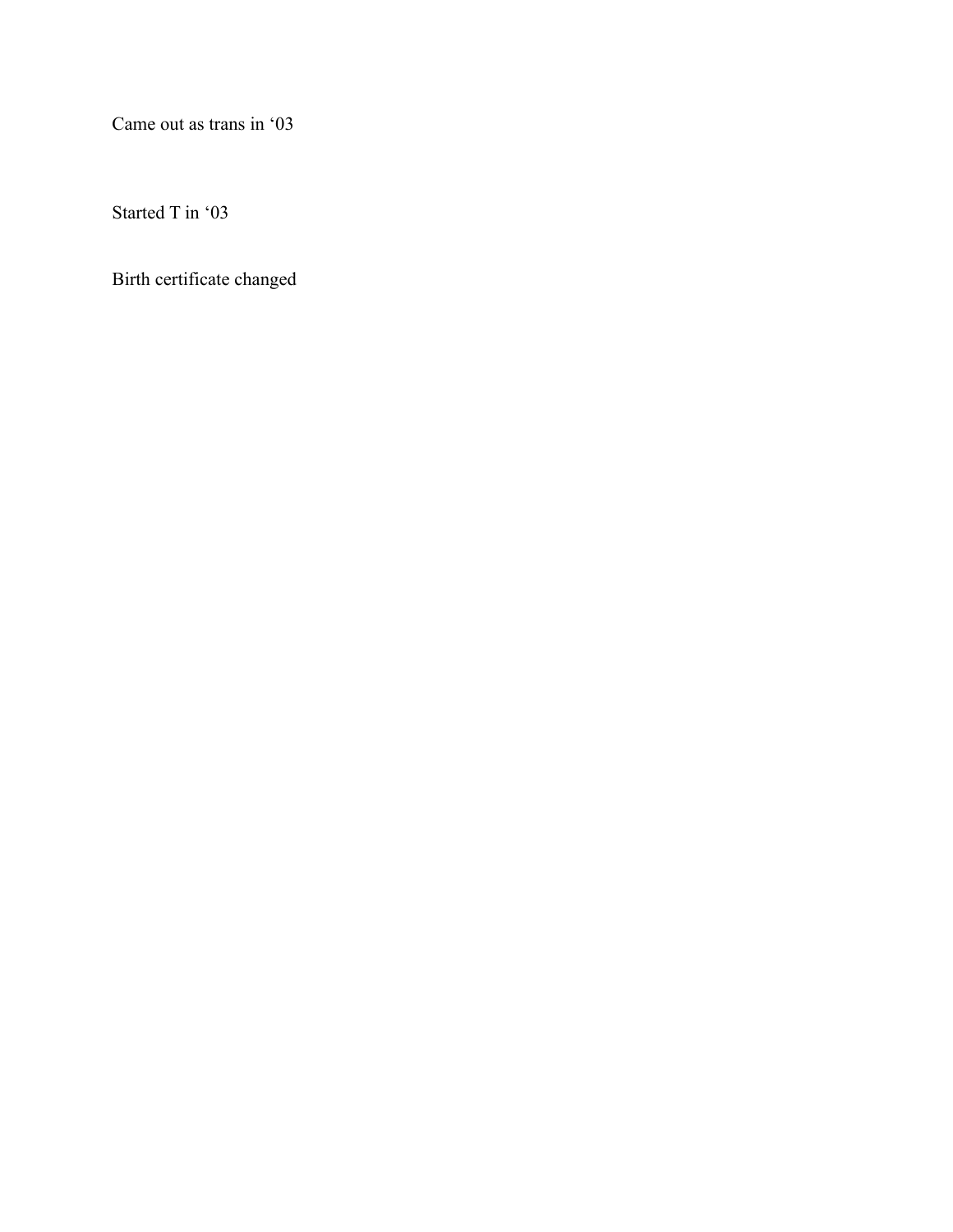Came out as trans in ‘03

Started T in ‘03

Birth certificate changed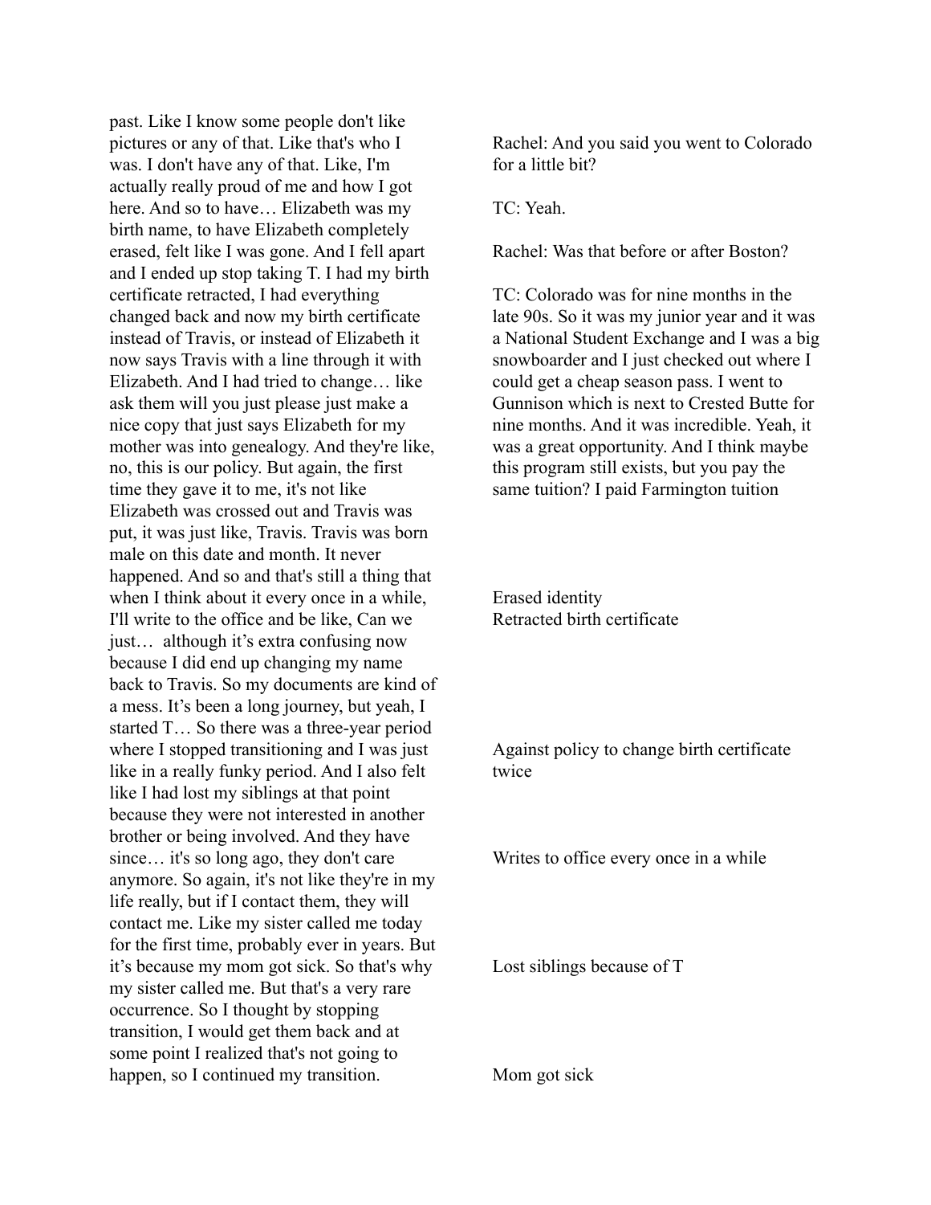past. Like I know some people don't like pictures or any of that. Like that's who I was. I don't have any of that. Like, I'm actually really proud of me and how I got here. And so to have… Elizabeth was my birth name, to have Elizabeth completely erased, felt like I was gone. And I fell apart and I ended up stop taking T. I had my birth certificate retracted, I had everything changed back and now my birth certificate instead of Travis, or instead of Elizabeth it now says Travis with a line through it with Elizabeth. And I had tried to change… like ask them will you just please just make a nice copy that just says Elizabeth for my mother was into genealogy. And they're like, no, this is our policy. But again, the first time they gave it to me, it's not like Elizabeth was crossed out and Travis was put, it was just like, Travis. Travis was born male on this date and month. It never happened. And so and that's still a thing that when I think about it every once in a while, I'll write to the office and be like, Can we just… although it's extra confusing now because I did end up changing my name back to Travis. So my documents are kind of a mess. It's been a long journey, but yeah, I started T… So there was a three-year period where I stopped transitioning and I was just like in a really funky period. And I also felt like I had lost my siblings at that point because they were not interested in another brother or being involved. And they have since… it's so long ago, they don't care anymore. So again, it's not like they're in my life really, but if I contact them, they will contact me. Like my sister called me today for the first time, probably ever in years. But it's because my mom got sick. So that's why my sister called me. But that's a very rare occurrence. So I thought by stopping transition, I would get them back and at some point I realized that's not going to happen, so I continued my transition.

Rachel: And you said you went to Colorado for a little bit?

TC: Yeah.

Rachel: Was that before or after Boston?

TC: Colorado was for nine months in the late 90s. So it was my junior year and it was a National Student Exchange and I was a big snowboarder and I just checked out where I could get a cheap season pass. I went to Gunnison which is next to Crested Butte for nine months. And it was incredible. Yeah, it was a great opportunity. And I think maybe this program still exists, but you pay the same tuition? I paid Farmington tuition

Erased identity
Retracted birth certificate

Against policy to change birth certificate twice

Writes to office every once in a while

Lost siblings because of T

Mom got sick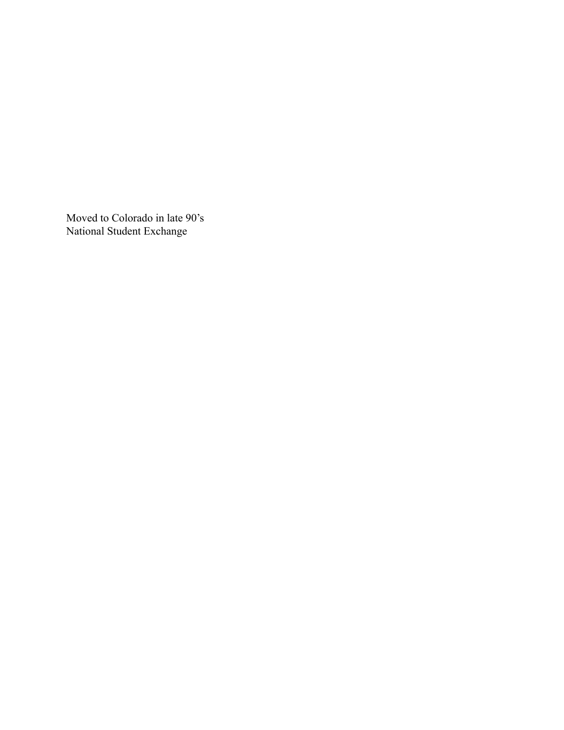Moved to Colorado in late 90’s
National Student Exchange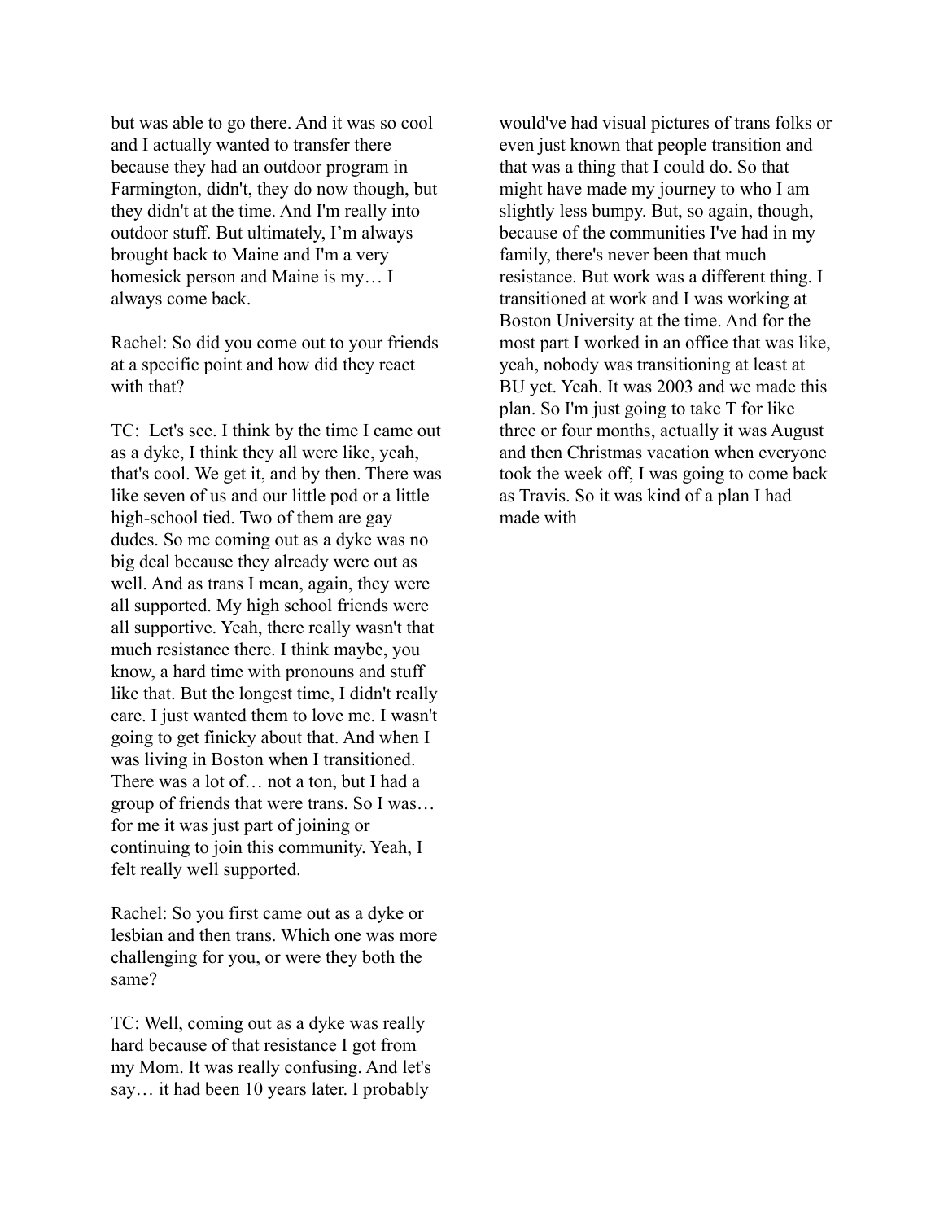but was able to go there. And it was so cool and I actually wanted to transfer there because they had an outdoor program in Farmington, didn't, they do now though, but they didn't at the time. And I'm really into outdoor stuff. But ultimately, I'm always brought back to Maine and I'm a very homesick person and Maine is my… I always come back.

Rachel: So did you come out to your friends at a specific point and how did they react with that?

TC: Let's see. I think by the time I came out as a dyke, I think they all were like, yeah, that's cool. We get it, and by then. There was like seven of us and our little pod or a little high-school tied. Two of them are gay dudes. So me coming out as a dyke was no big deal because they already were out as well. And as trans I mean, again, they were all supported. My high school friends were all supportive. Yeah, there really wasn't that much resistance there. I think maybe, you know, a hard time with pronouns and stuff like that. But the longest time, I didn't really care. I just wanted them to love me. I wasn't going to get finicky about that. And when I was living in Boston when I transitioned. There was a lot of… not a ton, but I had a group of friends that were trans. So I was… for me it was just part of joining or continuing to join this community. Yeah, I felt really well supported.

Rachel: So you first came out as a dyke or lesbian and then trans. Which one was more challenging for you, or were they both the same?

TC: Well, coming out as a dyke was really hard because of that resistance I got from my Mom. It was really confusing. And let's say… it had been 10 years later. I probably would've had visual pictures of trans folks or even just known that people transition and that was a thing that I could do. So that might have made my journey to who I am slightly less bumpy. But, so again, though, because of the communities I've had in my family, there's never been that much resistance. But work was a different thing. I transitioned at work and I was working at Boston University at the time. And for the most part I worked in an office that was like, yeah, nobody was transitioning at least at BU yet. Yeah. It was 2003 and we made this plan. So I'm just going to take T for like three or four months, actually it was August and then Christmas vacation when everyone took the week off, I was going to come back as Travis. So it was kind of a plan I had made with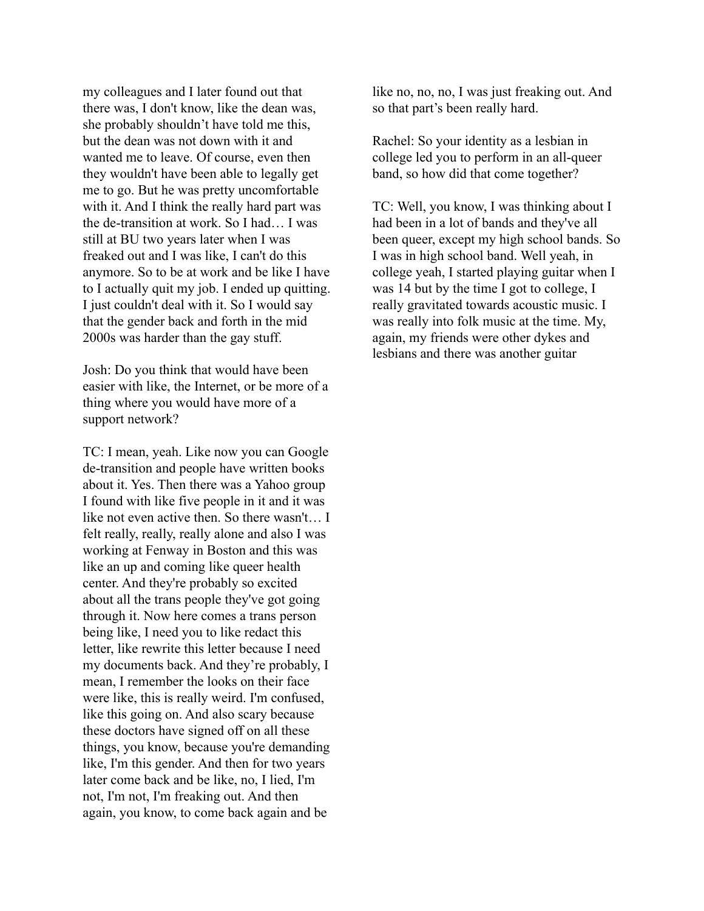my colleagues and I later found out that there was, I don't know, like the dean was, she probably shouldn't have told me this, but the dean was not down with it and wanted me to leave. Of course, even then they wouldn't have been able to legally get me to go. But he was pretty uncomfortable with it. And I think the really hard part was the de-transition at work. So I had… I was still at BU two years later when I was freaked out and I was like, I can't do this anymore. So to be at work and be like I have to I actually quit my job. I ended up quitting. I just couldn't deal with it. So I would say that the gender back and forth in the mid 2000s was harder than the gay stuff.

Josh: Do you think that would have been easier with like, the Internet, or be more of a thing where you would have more of a support network?

TC: I mean, yeah. Like now you can Google de-transition and people have written books about it. Yes. Then there was a Yahoo group I found with like five people in it and it was like not even active then. So there wasn't… I felt really, really, really alone and also I was working at Fenway in Boston and this was like an up and coming like queer health center. And they're probably so excited about all the trans people they've got going through it. Now here comes a trans person being like, I need you to like redact this letter, like rewrite this letter because I need my documents back. And they're probably, I mean, I remember the looks on their face were like, this is really weird. I'm confused, like this going on. And also scary because these doctors have signed off on all these things, you know, because you're demanding like, I'm this gender. And then for two years later come back and be like, no, I lied, I'm not, I'm not, I'm freaking out. And then again, you know, to come back again and be like no, no, no, I was just freaking out. And so that part's been really hard.

Rachel: So your identity as a lesbian in college led you to perform in an all-queer band, so how did that come together?

TC: Well, you know, I was thinking about I had been in a lot of bands and they've all been queer, except my high school bands. So I was in high school band. Well yeah, in college yeah, I started playing guitar when I was 14 but by the time I got to college, I really gravitated towards acoustic music. I was really into folk music at the time. My, again, my friends were other dykes and lesbians and there was another guitar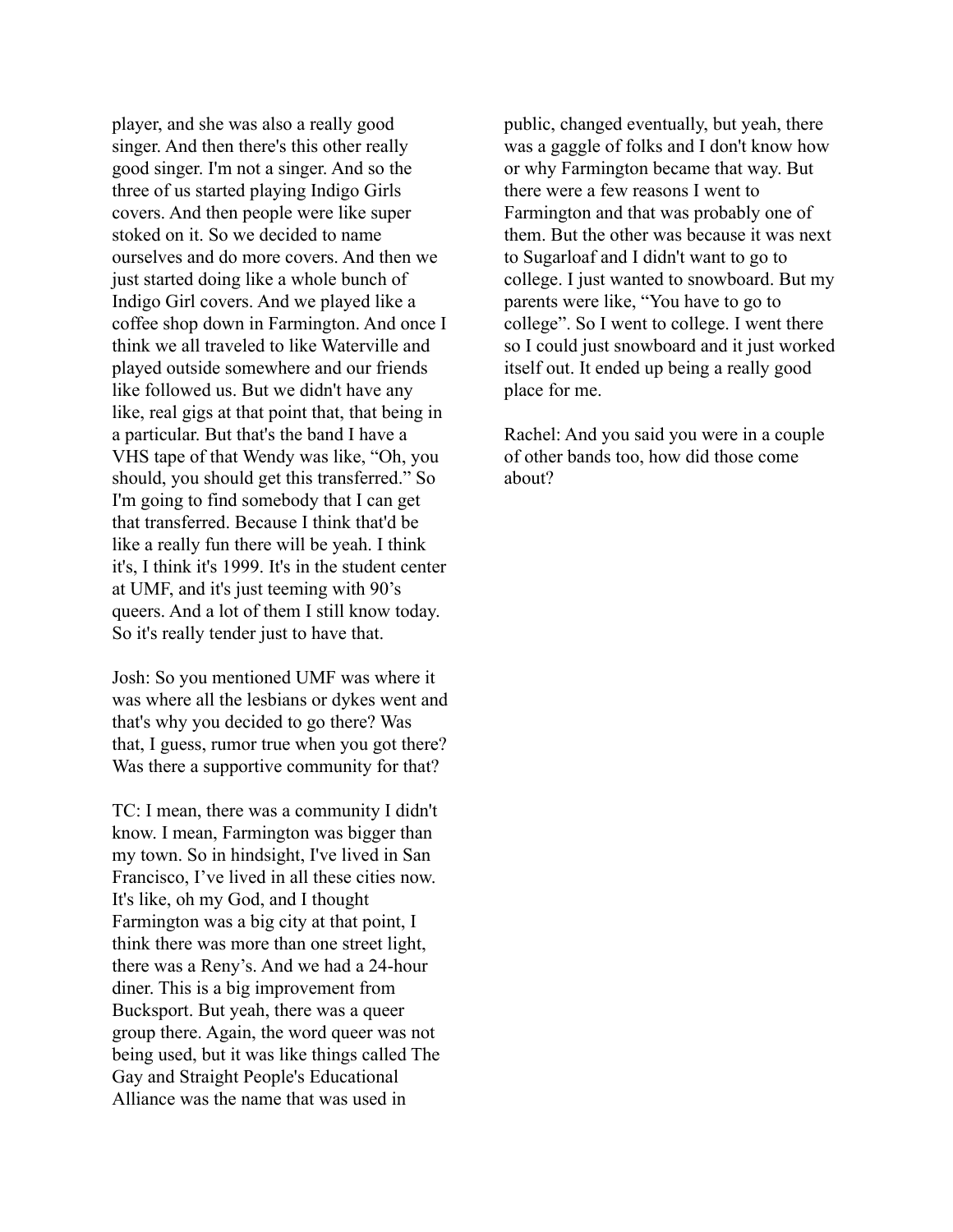player, and she was also a really good singer. And then there's this other really good singer. I'm not a singer. And so the three of us started playing Indigo Girls covers. And then people were like super stoked on it. So we decided to name ourselves and do more covers. And then we just started doing like a whole bunch of Indigo Girl covers. And we played like a coffee shop down in Farmington. And once I think we all traveled to like Waterville and played outside somewhere and our friends like followed us. But we didn't have any like, real gigs at that point that, that being in a particular. But that's the band I have a VHS tape of that Wendy was like, "Oh, you should, you should get this transferred." So I'm going to find somebody that I can get that transferred. Because I think that'd be like a really fun there will be yeah. I think it's, I think it's 1999. It's in the student center at UMF, and it's just teeming with 90's queers. And a lot of them I still know today. So it's really tender just to have that.

Josh: So you mentioned UMF was where it was where all the lesbians or dykes went and that's why you decided to go there? Was that, I guess, rumor true when you got there? Was there a supportive community for that?

TC: I mean, there was a community I didn't know. I mean, Farmington was bigger than my town. So in hindsight, I've lived in San Francisco, I've lived in all these cities now. It's like, oh my God, and I thought Farmington was a big city at that point, I think there was more than one street light, there was a Reny's. And we had a 24-hour diner. This is a big improvement from Bucksport. But yeah, there was a queer group there. Again, the word queer was not being used, but it was like things called The Gay and Straight People's Educational Alliance was the name that was used in public, changed eventually, but yeah, there was a gaggle of folks and I don't know how or why Farmington became that way. But there were a few reasons I went to Farmington and that was probably one of them. But the other was because it was next to Sugarloaf and I didn't want to go to college. I just wanted to snowboard. But my parents were like, "You have to go to college". So I went to college. I went there so I could just snowboard and it just worked itself out. It ended up being a really good place for me.

Rachel: And you said you were in a couple of other bands too, how did those come about?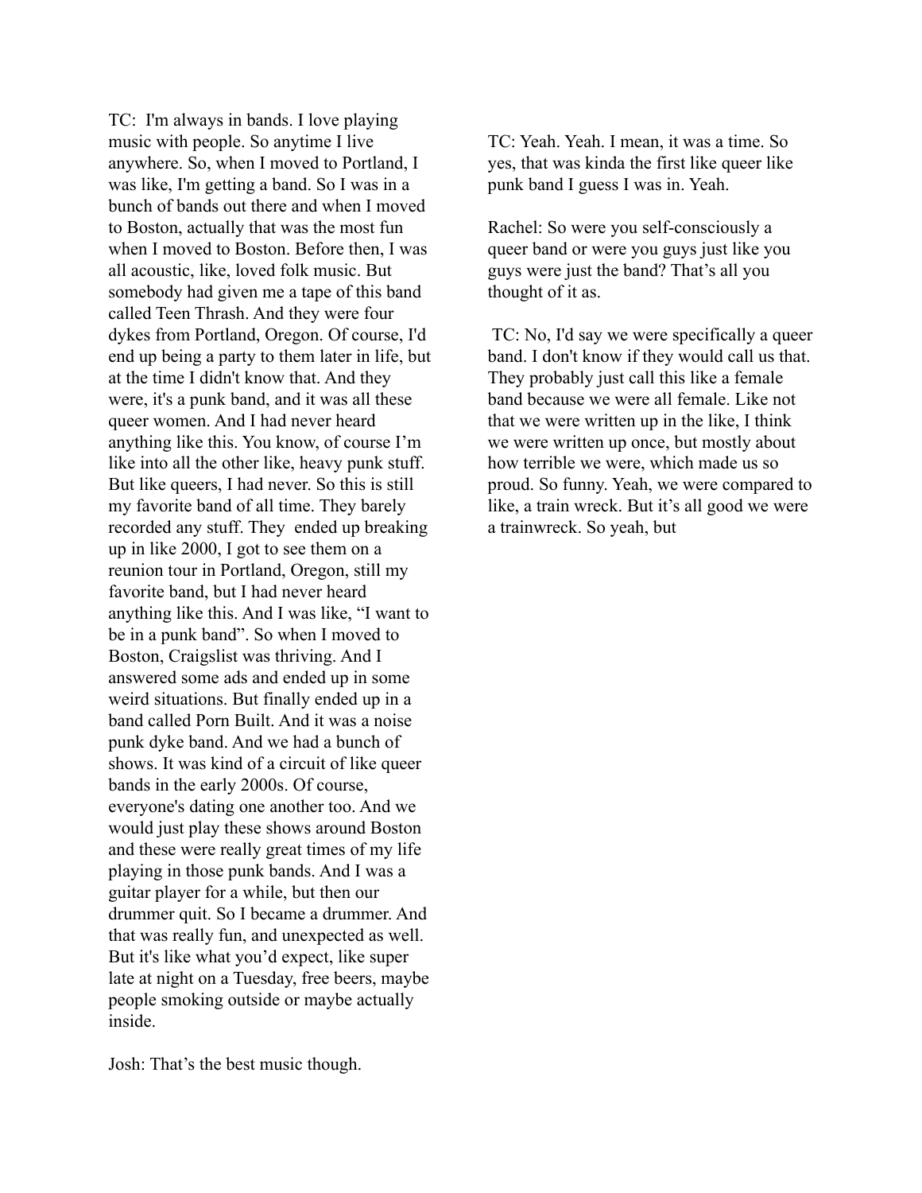TC: I'm always in bands. I love playing music with people. So anytime I live anywhere. So, when I moved to Portland, I was like, I'm getting a band. So I was in a bunch of bands out there and when I moved to Boston, actually that was the most fun when I moved to Boston. Before then, I was all acoustic, like, loved folk music. But somebody had given me a tape of this band called Teen Thrash. And they were four dykes from Portland, Oregon. Of course, I'd end up being a party to them later in life, but at the time I didn't know that. And they were, it's a punk band, and it was all these queer women. And I had never heard anything like this. You know, of course I'm like into all the other like, heavy punk stuff. But like queers, I had never. So this is still my favorite band of all time. They barely recorded any stuff. They ended up breaking up in like 2000, I got to see them on a reunion tour in Portland, Oregon, still my favorite band, but I had never heard anything like this. And I was like, "I want to be in a punk band". So when I moved to Boston, Craigslist was thriving. And I answered some ads and ended up in some weird situations. But finally ended up in a band called Porn Built. And it was a noise punk dyke band. And we had a bunch of shows. It was kind of a circuit of like queer bands in the early 2000s. Of course, everyone's dating one another too. And we would just play these shows around Boston and these were really great times of my life playing in those punk bands. And I was a guitar player for a while, but then our drummer quit. So I became a drummer. And that was really fun, and unexpected as well. But it's like what you'd expect, like super late at night on a Tuesday, free beers, maybe people smoking outside or maybe actually inside.

Josh: That's the best music though.

TC: Yeah. Yeah. I mean, it was a time. So yes, that was kinda the first like queer like punk band I guess I was in. Yeah.

Rachel: So were you self-consciously a queer band or were you guys just like you guys were just the band? That's all you thought of it as.

TC: No, I'd say we were specifically a queer band. I don't know if they would call us that. They probably just call this like a female band because we were all female. Like not that we were written up in the like, I think we were written up once, but mostly about how terrible we were, which made us so proud. So funny. Yeah, we were compared to like, a train wreck. But it's all good we were a trainwreck. So yeah, but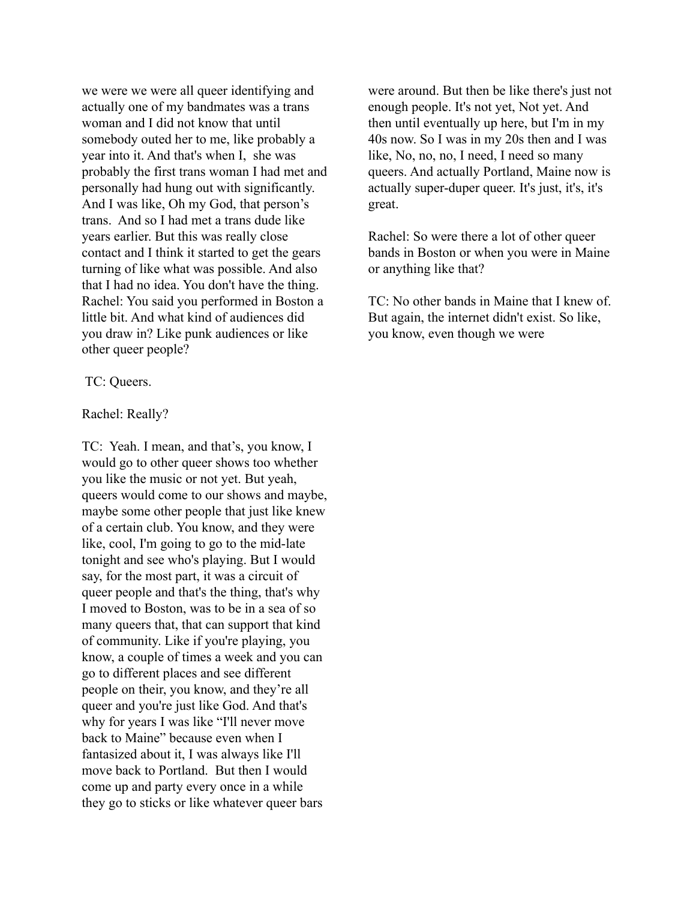we were we were all queer identifying and actually one of my bandmates was a trans woman and I did not know that until somebody outed her to me, like probably a year into it. And that's when I, she was probably the first trans woman I had met and personally had hung out with significantly. And I was like, Oh my God, that person's trans. And so I had met a trans dude like years earlier. But this was really close contact and I think it started to get the gears turning of like what was possible. And also that I had no idea. You don't have the thing.

Rachel: You said you performed in Boston a little bit. And what kind of audiences did you draw in? Like punk audiences or like other queer people?

TC: Queers.

Rachel: Really?

TC: Yeah. I mean, and that's, you know, I would go to other queer shows too whether you like the music or not yet. But yeah, queers would come to our shows and maybe, maybe some other people that just like knew of a certain club. You know, and they were like, cool, I'm going to go to the mid-late tonight and see who's playing. But I would say, for the most part, it was a circuit of queer people and that's the thing, that's why I moved to Boston, was to be in a sea of so many queers that, that can support that kind of community. Like if you're playing, you know, a couple of times a week and you can go to different places and see different people on their, you know, and they're all queer and you're just like God. And that's why for years I was like "I'll never move back to Maine" because even when I fantasized about it, I was always like I'll move back to Portland. But then I would come up and party every once in a while they go to sticks or like whatever queer bars were around. But then be like there's just not enough people. It's not yet, Not yet. And then until eventually up here, but I'm in my 40s now. So I was in my 20s then and I was like, No, no, no, I need, I need so many queers. And actually Portland, Maine now is actually super-duper queer. It's just, it's, it's great.

Rachel: So were there a lot of other queer bands in Boston or when you were in Maine or anything like that?

TC: No other bands in Maine that I knew of. But again, the internet didn't exist. So like, you know, even though we were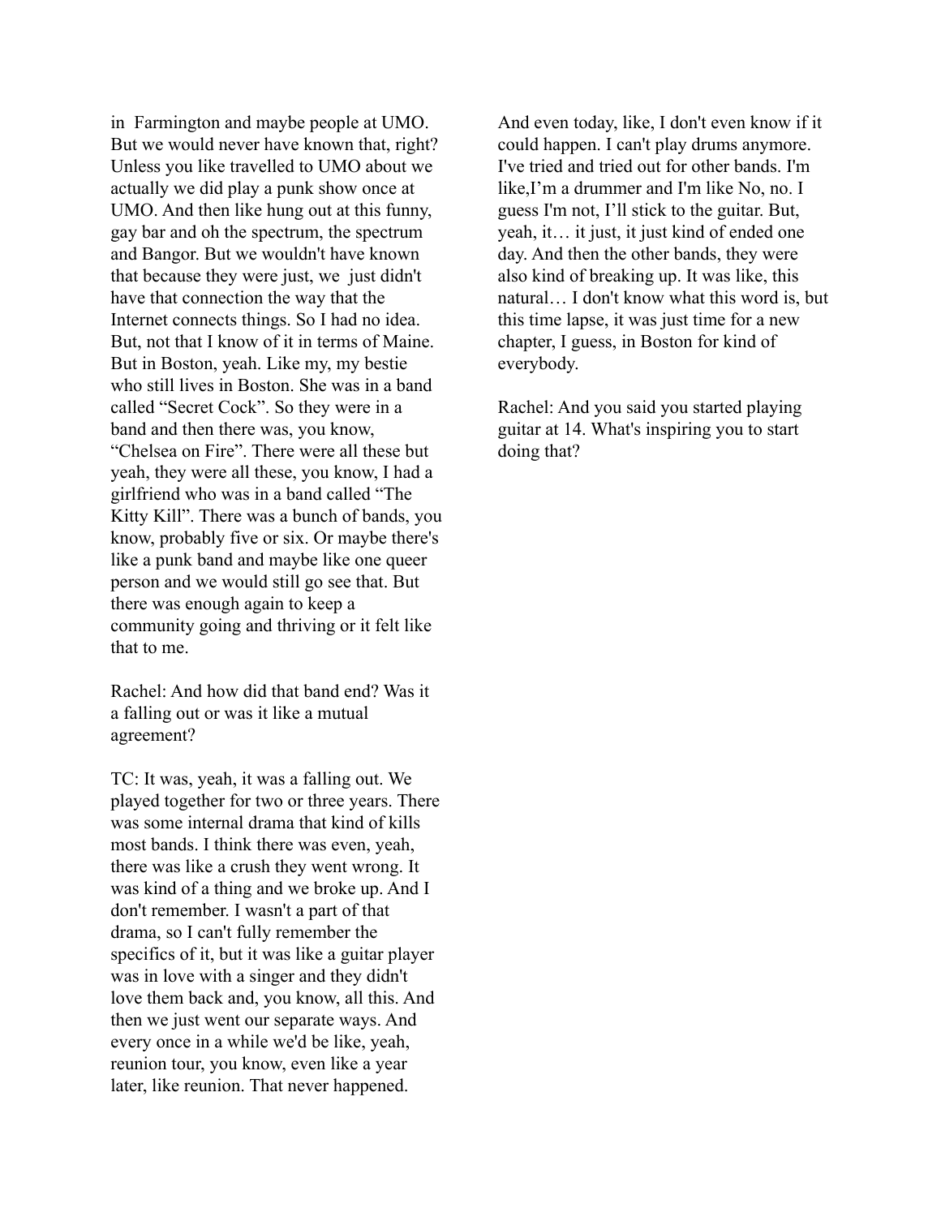in Farmington and maybe people at UMO. But we would never have known that, right? Unless you like travelled to UMO about we actually we did play a punk show once at UMO. And then like hung out at this funny, gay bar and oh the spectrum, the spectrum and Bangor. But we wouldn't have known that because they were just, we just didn't have that connection the way that the Internet connects things. So I had no idea. But, not that I know of it in terms of Maine. But in Boston, yeah. Like my, my bestie who still lives in Boston. She was in a band called "Secret Cock". So they were in a band and then there was, you know, "Chelsea on Fire". There were all these but yeah, they were all these, you know, I had a girlfriend who was in a band called "The Kitty Kill". There was a bunch of bands, you know, probably five or six. Or maybe there's like a punk band and maybe like one queer person and we would still go see that. But there was enough again to keep a community going and thriving or it felt like that to me.

Rachel: And how did that band end? Was it a falling out or was it like a mutual agreement?

TC: It was, yeah, it was a falling out. We played together for two or three years. There was some internal drama that kind of kills most bands. I think there was even, yeah, there was like a crush they went wrong. It was kind of a thing and we broke up. And I don't remember. I wasn't a part of that drama, so I can't fully remember the specifics of it, but it was like a guitar player was in love with a singer and they didn't love them back and, you know, all this. And then we just went our separate ways. And every once in a while we'd be like, yeah, reunion tour, you know, even like a year later, like reunion. That never happened. And even today, like, I don't even know if it could happen. I can't play drums anymore. I've tried and tried out for other bands. I'm like,I'm a drummer and I'm like No, no. I guess I'm not, I'll stick to the guitar. But, yeah, it… it just, it just kind of ended one day. And then the other bands, they were also kind of breaking up. It was like, this natural… I don't know what this word is, but this time lapse, it was just time for a new chapter, I guess, in Boston for kind of everybody.

Rachel: And you said you started playing guitar at 14. What's inspiring you to start doing that?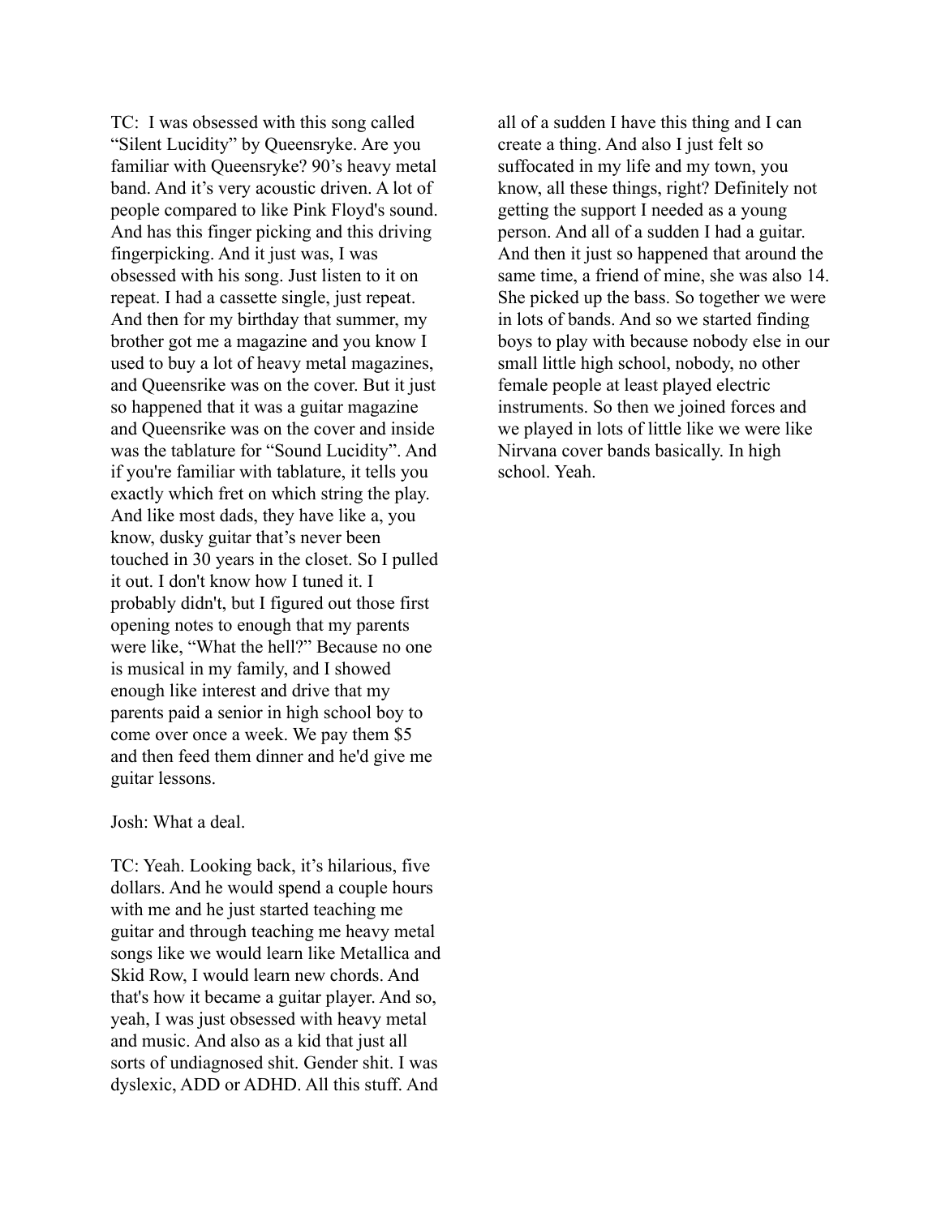TC: I was obsessed with this song called "Silent Lucidity" by Queensryke. Are you familiar with Queensryke? 90's heavy metal band. And it's very acoustic driven. A lot of people compared to like Pink Floyd's sound. And has this finger picking and this driving fingerpicking. And it just was, I was obsessed with his song. Just listen to it on repeat. I had a cassette single, just repeat. And then for my birthday that summer, my brother got me a magazine and you know I used to buy a lot of heavy metal magazines, and Queensrike was on the cover. But it just so happened that it was a guitar magazine and Queensrike was on the cover and inside was the tablature for "Sound Lucidity". And if you're familiar with tablature, it tells you exactly which fret on which string the play. And like most dads, they have like a, you know, dusky guitar that's never been touched in 30 years in the closet. So I pulled it out. I don't know how I tuned it. I probably didn't, but I figured out those first opening notes to enough that my parents were like, "What the hell?" Because no one is musical in my family, and I showed enough like interest and drive that my parents paid a senior in high school boy to come over once a week. We pay them $5 and then feed them dinner and he'd give me guitar lessons.

Josh: What a deal.

TC: Yeah. Looking back, it's hilarious, five dollars. And he would spend a couple hours with me and he just started teaching me guitar and through teaching me heavy metal songs like we would learn like Metallica and Skid Row, I would learn new chords. And that's how it became a guitar player. And so, yeah, I was just obsessed with heavy metal and music. And also as a kid that just all sorts of undiagnosed shit. Gender shit. I was dyslexic, ADD or ADHD. All this stuff. And all of a sudden I have this thing and I can create a thing. And also I just felt so suffocated in my life and my town, you know, all these things, right? Definitely not getting the support I needed as a young person. And all of a sudden I had a guitar. And then it just so happened that around the same time, a friend of mine, she was also 14. She picked up the bass. So together we were in lots of bands. And so we started finding boys to play with because nobody else in our small little high school, nobody, no other female people at least played electric instruments. So then we joined forces and we played in lots of little like we were like Nirvana cover bands basically. In high school. Yeah.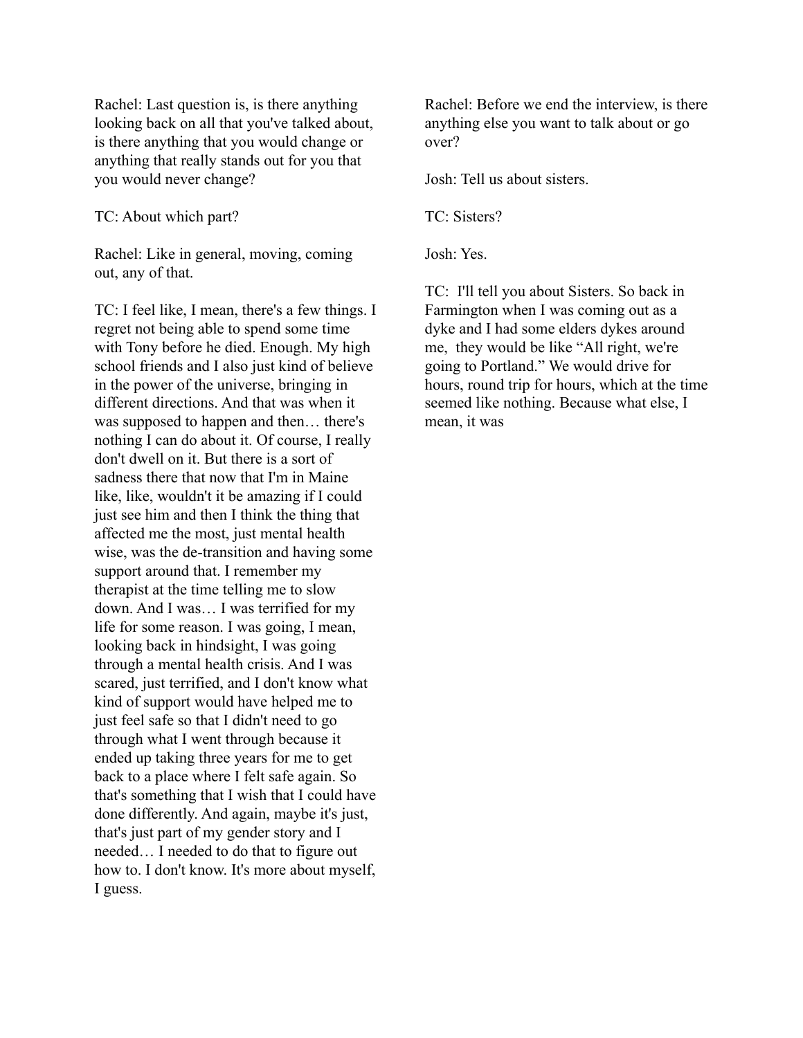Rachel: Last question is, is there anything looking back on all that you've talked about, is there anything that you would change or anything that really stands out for you that you would never change?

TC: About which part?

Rachel: Like in general, moving, coming out, any of that.

TC: I feel like, I mean, there's a few things. I regret not being able to spend some time with Tony before he died. Enough. My high school friends and I also just kind of believe in the power of the universe, bringing in different directions. And that was when it was supposed to happen and then… there's nothing I can do about it. Of course, I really don't dwell on it. But there is a sort of sadness there that now that I'm in Maine like, like, wouldn't it be amazing if I could just see him and then I think the thing that affected me the most, just mental health wise, was the de-transition and having some support around that. I remember my therapist at the time telling me to slow down. And I was… I was terrified for my life for some reason. I was going, I mean, looking back in hindsight, I was going through a mental health crisis. And I was scared, just terrified, and I don't know what kind of support would have helped me to just feel safe so that I didn't need to go through what I went through because it ended up taking three years for me to get back to a place where I felt safe again. So that's something that I wish that I could have done differently. And again, maybe it's just, that's just part of my gender story and I needed… I needed to do that to figure out how to. I don't know. It's more about myself, I guess.

Rachel: Before we end the interview, is there anything else you want to talk about or go over?

Josh: Tell us about sisters.

TC: Sisters?

Josh: Yes.

TC: I'll tell you about Sisters. So back in Farmington when I was coming out as a dyke and I had some elders dykes around me, they would be like "All right, we're going to Portland." We would drive for hours, round trip for hours, which at the time seemed like nothing. Because what else, I mean, it was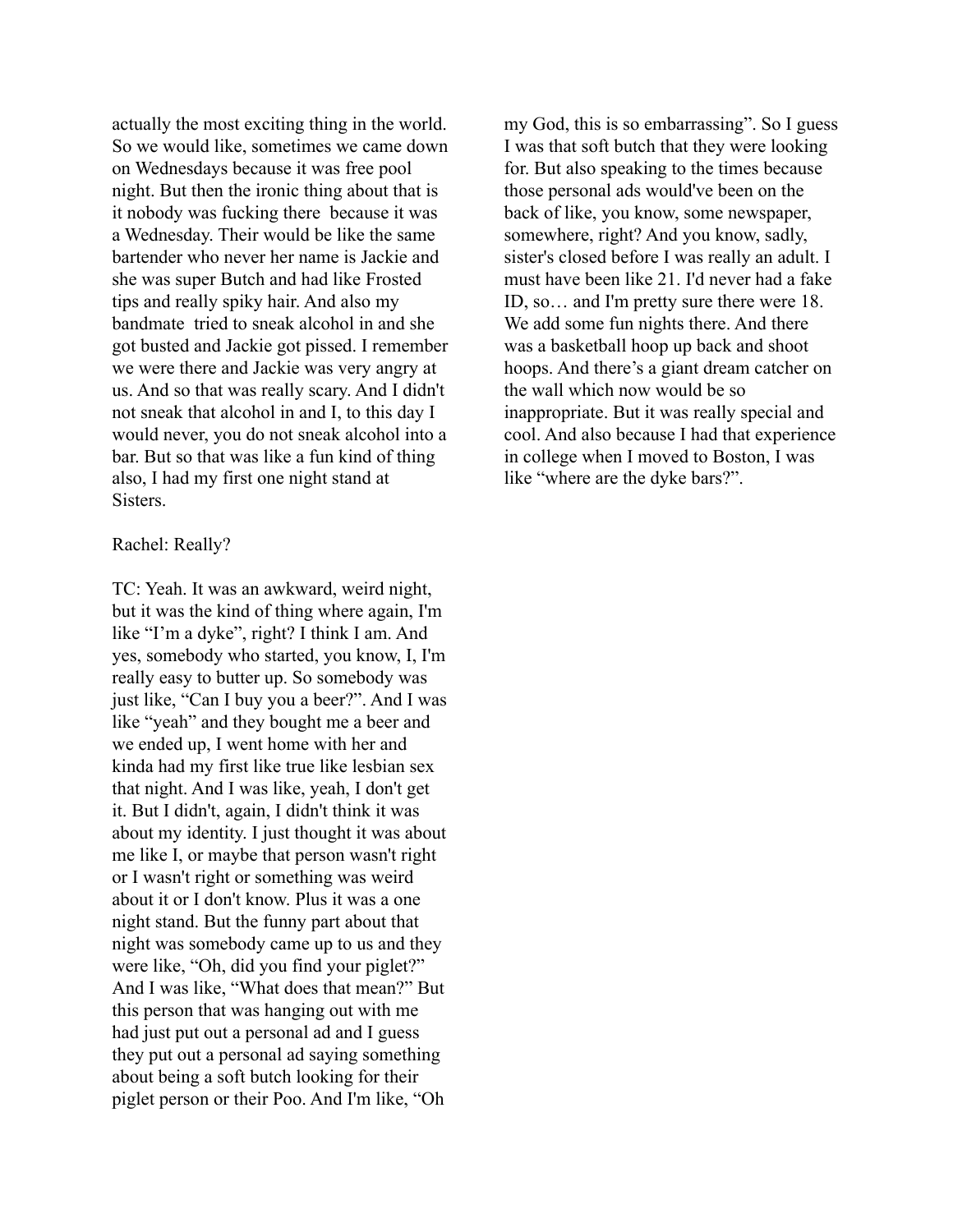actually the most exciting thing in the world. So we would like, sometimes we came down on Wednesdays because it was free pool night. But then the ironic thing about that is it nobody was fucking there  because it was a Wednesday. Their would be like the same bartender who never her name is Jackie and she was super Butch and had like Frosted tips and really spiky hair. And also my bandmate  tried to sneak alcohol in and she got busted and Jackie got pissed. I remember we were there and Jackie was very angry at us. And so that was really scary. And I didn't not sneak that alcohol in and I, to this day I would never, you do not sneak alcohol into a bar. But so that was like a fun kind of thing also, I had my first one night stand at Sisters.

Rachel: Really?

TC: Yeah. It was an awkward, weird night, but it was the kind of thing where again, I'm like "I'm a dyke", right? I think I am. And yes, somebody who started, you know, I, I'm really easy to butter up. So somebody was just like, "Can I buy you a beer?". And I was like "yeah" and they bought me a beer and we ended up, I went home with her and kinda had my first like true like lesbian sex that night. And I was like, yeah, I don't get it. But I didn't, again, I didn't think it was about my identity. I just thought it was about me like I, or maybe that person wasn't right or I wasn't right or something was weird about it or I don't know. Plus it was a one night stand. But the funny part about that night was somebody came up to us and they were like, "Oh, did you find your piglet?" And I was like, "What does that mean?" But this person that was hanging out with me had just put out a personal ad and I guess they put out a personal ad saying something about being a soft butch looking for their piglet person or their Poo. And I'm like, "Oh my God, this is so embarrassing". So I guess I was that soft butch that they were looking for. But also speaking to the times because those personal ads would've been on the back of like, you know, some newspaper, somewhere, right? And you know, sadly, sister's closed before I was really an adult. I must have been like 21. I'd never had a fake ID, so… and I'm pretty sure there were 18. We add some fun nights there. And there was a basketball hoop up back and shoot hoops. And there's a giant dream catcher on the wall which now would be so inappropriate. But it was really special and cool. And also because I had that experience in college when I moved to Boston, I was like "where are the dyke bars?".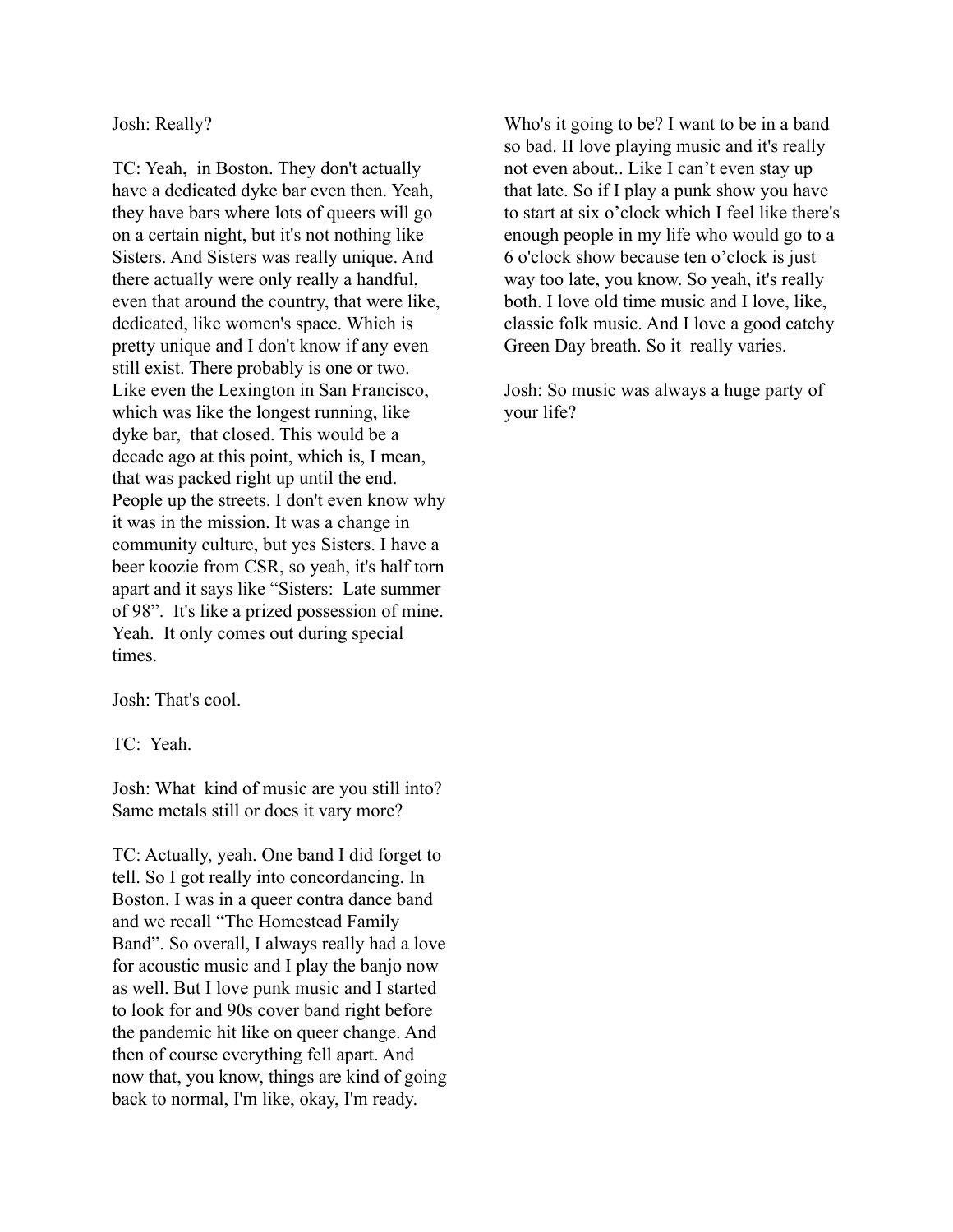Josh: Really?

TC: Yeah,  in Boston. They don't actually have a dedicated dyke bar even then. Yeah, they have bars where lots of queers will go on a certain night, but it's not nothing like Sisters. And Sisters was really unique. And there actually were only really a handful, even that around the country, that were like, dedicated, like women's space. Which is pretty unique and I don't know if any even still exist. There probably is one or two. Like even the Lexington in San Francisco, which was like the longest running, like dyke bar,  that closed. This would be a decade ago at this point, which is, I mean, that was packed right up until the end. People up the streets. I don't even know why it was in the mission. It was a change in community culture, but yes Sisters. I have a beer koozie from CSR, so yeah, it's half torn apart and it says like "Sisters:  Late summer of 98".  It's like a prized possession of mine. Yeah.  It only comes out during special times.

Josh: That's cool.

TC:  Yeah.

Josh: What  kind of music are you still into? Same metals still or does it vary more?

TC: Actually, yeah. One band I did forget to tell. So I got really into concordancing. In Boston. I was in a queer contra dance band and we recall "The Homestead Family Band". So overall, I always really had a love for acoustic music and I play the banjo now as well. But I love punk music and I started to look for and 90s cover band right before the pandemic hit like on queer change. And then of course everything fell apart. And now that, you know, things are kind of going back to normal, I'm like, okay, I'm ready. Who's it going to be? I want to be in a band so bad. II love playing music and it's really not even about.. Like I can't even stay up that late. So if I play a punk show you have to start at six o'clock which I feel like there's enough people in my life who would go to a 6 o'clock show because ten o'clock is just way too late, you know. So yeah, it's really both. I love old time music and I love, like, classic folk music. And I love a good catchy Green Day breath. So it  really varies.

Josh: So music was always a huge party of your life?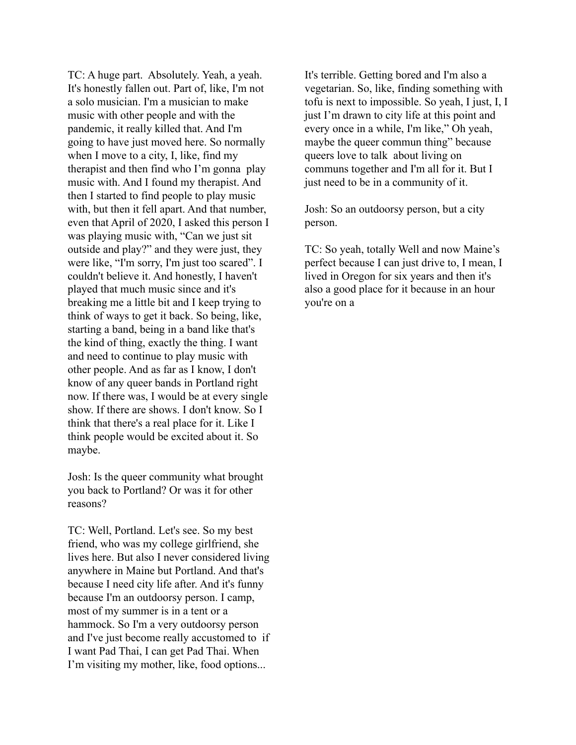TC: A huge part. Absolutely. Yeah, a yeah. It's honestly fallen out. Part of, like, I'm not a solo musician. I'm a musician to make music with other people and with the pandemic, it really killed that. And I'm going to have just moved here. So normally when I move to a city, I, like, find my therapist and then find who I'm gonna play music with. And I found my therapist. And then I started to find people to play music with, but then it fell apart. And that number, even that April of 2020, I asked this person I was playing music with, "Can we just sit outside and play?" and they were just, they were like, "I'm sorry, I'm just too scared". I couldn't believe it. And honestly, I haven't played that much music since and it's breaking me a little bit and I keep trying to think of ways to get it back. So being, like, starting a band, being in a band like that's the kind of thing, exactly the thing. I want and need to continue to play music with other people. And as far as I know, I don't know of any queer bands in Portland right now. If there was, I would be at every single show. If there are shows. I don't know. So I think that there's a real place for it. Like I think people would be excited about it. So maybe.

Josh: Is the queer community what brought you back to Portland? Or was it for other reasons?

TC: Well, Portland. Let's see. So my best friend, who was my college girlfriend, she lives here. But also I never considered living anywhere in Maine but Portland. And that's because I need city life after. And it's funny because I'm an outdoorsy person. I camp, most of my summer is in a tent or a hammock. So I'm a very outdoorsy person and I've just become really accustomed to if I want Pad Thai, I can get Pad Thai. When I'm visiting my mother, like, food options... It's terrible. Getting bored and I'm also a vegetarian. So, like, finding something with tofu is next to impossible. So yeah, I just, I, I just I'm drawn to city life at this point and every once in a while, I'm like," Oh yeah, maybe the queer commun thing" because queers love to talk about living on communs together and I'm all for it. But I just need to be in a community of it.

Josh: So an outdoorsy person, but a city person.

TC: So yeah, totally Well and now Maine's perfect because I can just drive to, I mean, I lived in Oregon for six years and then it's also a good place for it because in an hour you're on a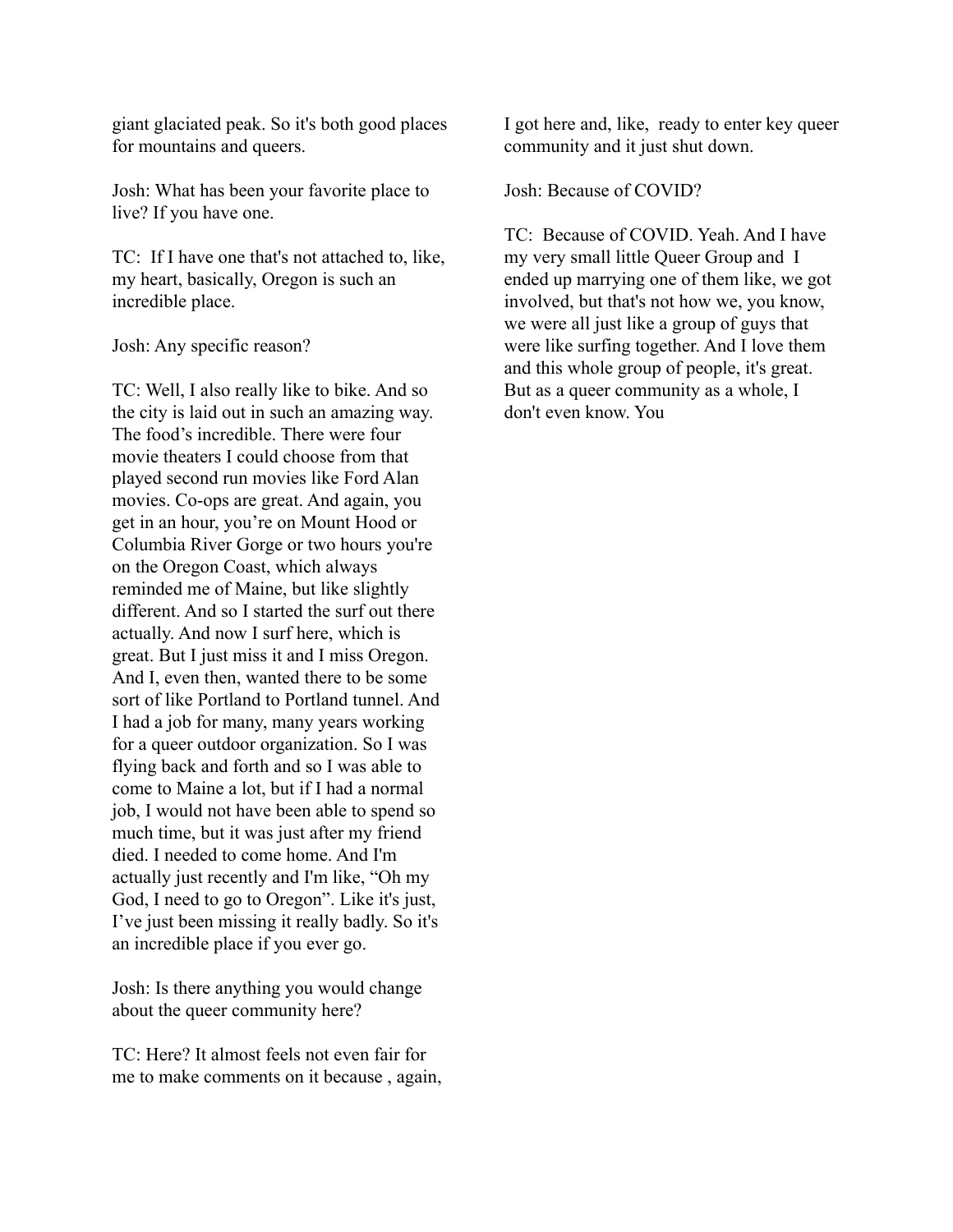giant glaciated peak. So it's both good places for mountains and queers.

Josh: What has been your favorite place to live? If you have one.

TC: If I have one that's not attached to, like, my heart, basically, Oregon is such an incredible place.

Josh: Any specific reason?

TC: Well, I also really like to bike. And so the city is laid out in such an amazing way. The food's incredible. There were four movie theaters I could choose from that played second run movies like Ford Alan movies. Co-ops are great. And again, you get in an hour, you're on Mount Hood or Columbia River Gorge or two hours you're on the Oregon Coast, which always reminded me of Maine, but like slightly different. And so I started the surf out there actually. And now I surf here, which is great. But I just miss it and I miss Oregon. And I, even then, wanted there to be some sort of like Portland to Portland tunnel. And I had a job for many, many years working for a queer outdoor organization. So I was flying back and forth and so I was able to come to Maine a lot, but if I had a normal job, I would not have been able to spend so much time, but it was just after my friend died. I needed to come home. And I'm actually just recently and I'm like, "Oh my God, I need to go to Oregon". Like it's just, I've just been missing it really badly. So it's an incredible place if you ever go.

Josh: Is there anything you would change about the queer community here?

TC: Here? It almost feels not even fair for me to make comments on it because , again, I got here and, like, ready to enter key queer community and it just shut down.

Josh: Because of COVID?

TC: Because of COVID. Yeah. And I have my very small little Queer Group and I ended up marrying one of them like, we got involved, but that's not how we, you know, we were all just like a group of guys that were like surfing together. And I love them and this whole group of people, it's great. But as a queer community as a whole, I don't even know. You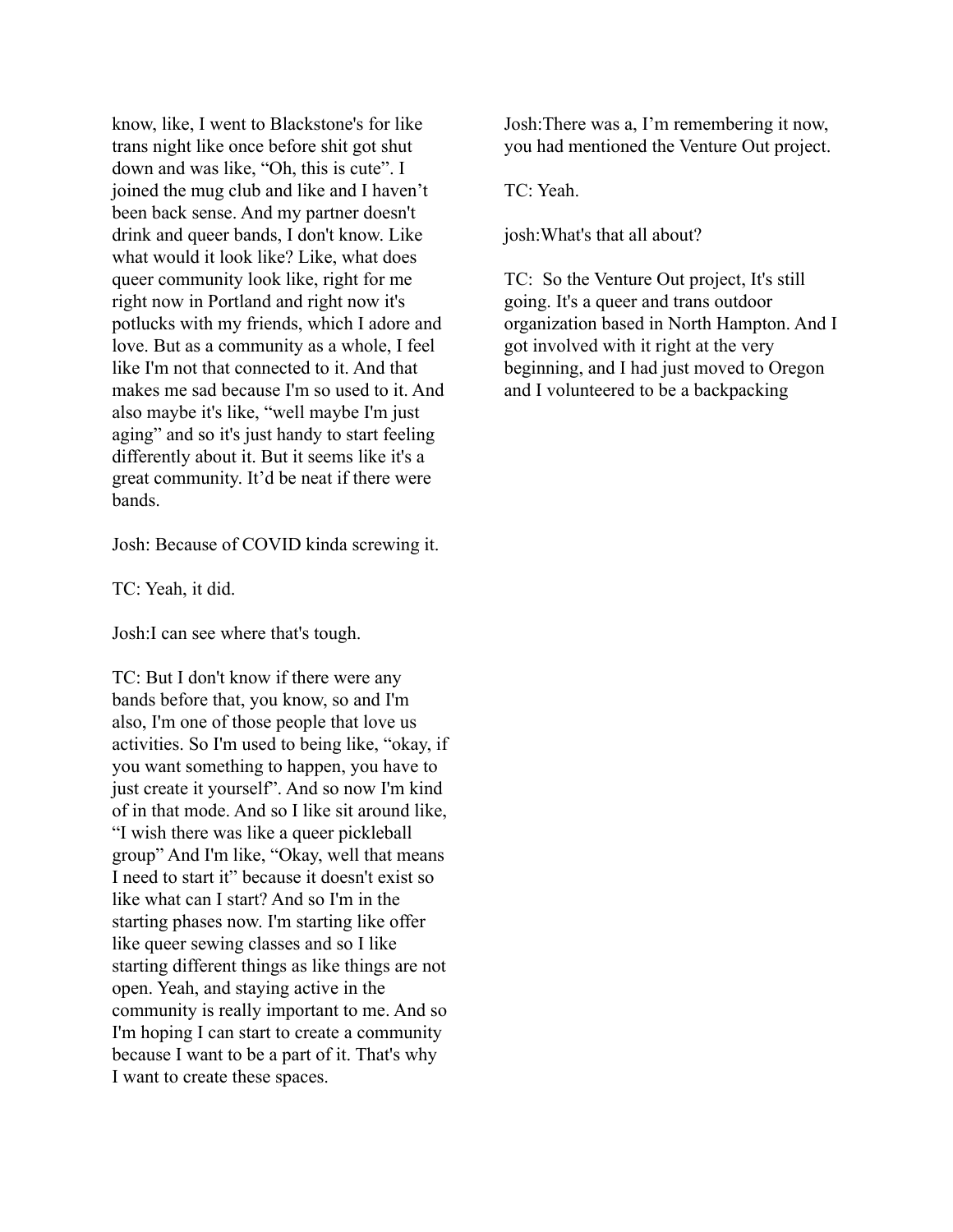know, like, I went to Blackstone's for like trans night like once before shit got shut down and was like, “Oh, this is cute”. I joined the mug club and like and I haven’t been back sense. And my partner doesn't drink and queer bands, I don't know. Like what would it look like? Like, what does queer community look like, right for me right now in Portland and right now it's potlucks with my friends, which I adore and love. But as a community as a whole, I feel like I'm not that connected to it. And that makes me sad because I'm so used to it. And also maybe it's like, “well maybe I'm just aging” and so it's just handy to start feeling differently about it. But it seems like it's a great community. It’d be neat if there were bands.

Josh: Because of COVID kinda screwing it.

TC: Yeah, it did.

Josh:I can see where that's tough.

TC: But I don't know if there were any bands before that, you know, so and I'm also, I'm one of those people that love us activities. So I'm used to being like, “okay, if you want something to happen, you have to just create it yourself”. And so now I'm kind of in that mode. And so I like sit around like, “I wish there was like a queer pickleball group” And I'm like, “Okay, well that means I need to start it” because it doesn't exist so like what can I start? And so I'm in the starting phases now. I'm starting like offer like queer sewing classes and so I like starting different things as like things are not open. Yeah, and staying active in the community is really important to me. And so I'm hoping I can start to create a community because I want to be a part of it. That's why I want to create these spaces.

Josh:There was a, I’m remembering it now, you had mentioned the Venture Out project.

TC: Yeah.

josh:What's that all about?

TC: So the Venture Out project, It's still going. It's a queer and trans outdoor organization based in North Hampton. And I got involved with it right at the very beginning, and I had just moved to Oregon and I volunteered to be a backpacking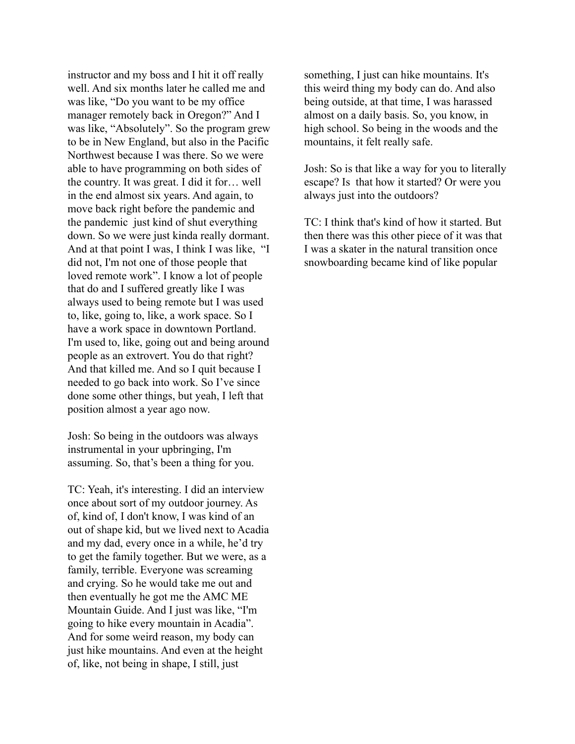instructor and my boss and I hit it off really well. And six months later he called me and was like, "Do you want to be my office manager remotely back in Oregon?" And I was like, "Absolutely". So the program grew to be in New England, but also in the Pacific Northwest because I was there. So we were able to have programming on both sides of the country. It was great. I did it for… well in the end almost six years. And again, to move back right before the pandemic and the pandemic just kind of shut everything down. So we were just kinda really dormant. And at that point I was, I think I was like, "I did not, I'm not one of those people that loved remote work". I know a lot of people that do and I suffered greatly like I was always used to being remote but I was used to, like, going to, like, a work space. So I have a work space in downtown Portland. I'm used to, like, going out and being around people as an extrovert. You do that right? And that killed me. And so I quit because I needed to go back into work. So I've since done some other things, but yeah, I left that position almost a year ago now.

Josh: So being in the outdoors was always instrumental in your upbringing, I'm assuming. So, that's been a thing for you.

TC: Yeah, it's interesting. I did an interview once about sort of my outdoor journey. As of, kind of, I don't know, I was kind of an out of shape kid, but we lived next to Acadia and my dad, every once in a while, he'd try to get the family together. But we were, as a family, terrible. Everyone was screaming and crying. So he would take me out and then eventually he got me the AMC ME Mountain Guide. And I just was like, "I'm going to hike every mountain in Acadia". And for some weird reason, my body can just hike mountains. And even at the height of, like, not being in shape, I still, just something, I just can hike mountains. It's this weird thing my body can do. And also being outside, at that time, I was harassed almost on a daily basis. So, you know, in high school. So being in the woods and the mountains, it felt really safe.

Josh: So is that like a way for you to literally escape? Is that how it started? Or were you always just into the outdoors?

TC: I think that's kind of how it started. But then there was this other piece of it was that I was a skater in the natural transition once snowboarding became kind of like popular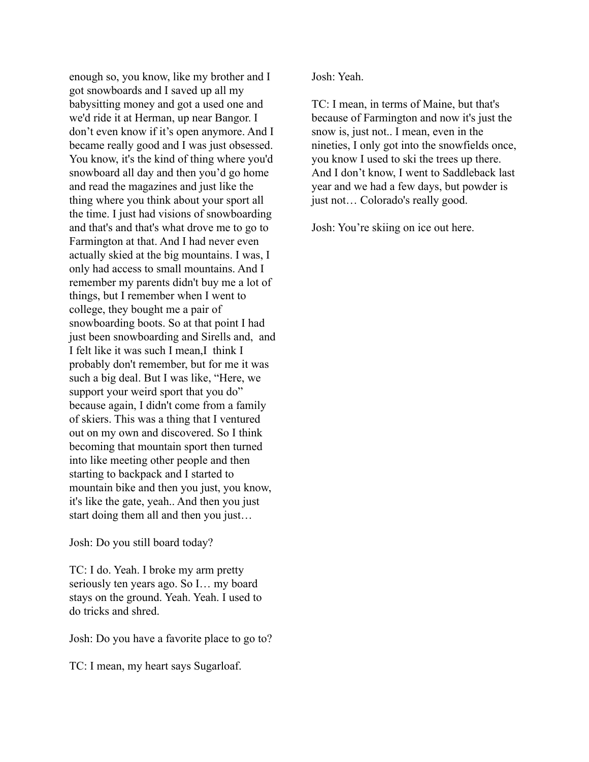enough so, you know, like my brother and I got snowboards and I saved up all my babysitting money and got a used one and we'd ride it at Herman, up near Bangor. I don't even know if it's open anymore. And I became really good and I was just obsessed. You know, it's the kind of thing where you'd snowboard all day and then you'd go home and read the magazines and just like the thing where you think about your sport all the time. I just had visions of snowboarding and that's and that's what drove me to go to Farmington at that. And I had never even actually skied at the big mountains. I was, I only had access to small mountains. And I remember my parents didn't buy me a lot of things, but I remember when I went to college, they bought me a pair of snowboarding boots. So at that point I had just been snowboarding and Sirells and, and I felt like it was such I mean,I think I probably don't remember, but for me it was such a big deal. But I was like, "Here, we support your weird sport that you do" because again, I didn't come from a family of skiers. This was a thing that I ventured out on my own and discovered. So I think becoming that mountain sport then turned into like meeting other people and then starting to backpack and I started to mountain bike and then you just, you know, it's like the gate, yeah.. And then you just start doing them all and then you just…

Josh: Do you still board today?

TC: I do. Yeah. I broke my arm pretty seriously ten years ago. So I… my board stays on the ground. Yeah. Yeah. I used to do tricks and shred.

Josh: Do you have a favorite place to go to?

TC: I mean, my heart says Sugarloaf.

Josh: Yeah.

TC: I mean, in terms of Maine, but that's because of Farmington and now it's just the snow is, just not.. I mean, even in the nineties, I only got into the snowfields once, you know I used to ski the trees up there. And I don't know, I went to Saddleback last year and we had a few days, but powder is just not… Colorado's really good.

Josh: You're skiing on ice out here.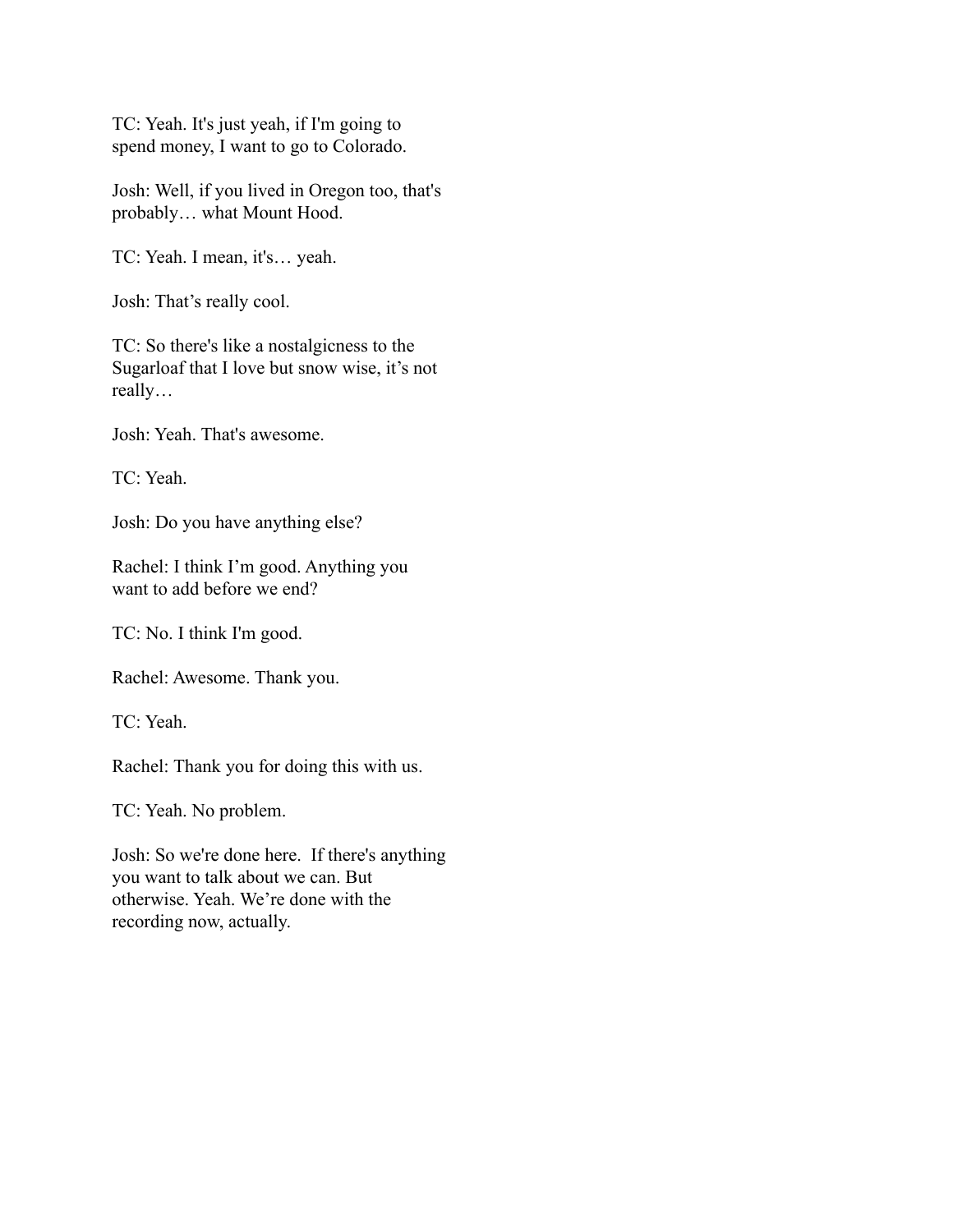TC: Yeah. It's just yeah, if I'm going to spend money, I want to go to Colorado.

Josh: Well, if you lived in Oregon too, that's probably… what Mount Hood.

TC: Yeah. I mean, it's… yeah.

Josh: That's really cool.

TC: So there's like a nostalgicness to the Sugarloaf that I love but snow wise, it's not really…

Josh: Yeah. That's awesome.

TC: Yeah.

Josh: Do you have anything else?

Rachel: I think I'm good. Anything you want to add before we end?

TC: No. I think I'm good.

Rachel: Awesome. Thank you.

TC: Yeah.

Rachel: Thank you for doing this with us.

TC: Yeah. No problem.

Josh: So we're done here. If there's anything you want to talk about we can. But otherwise. Yeah. We're done with the recording now, actually.